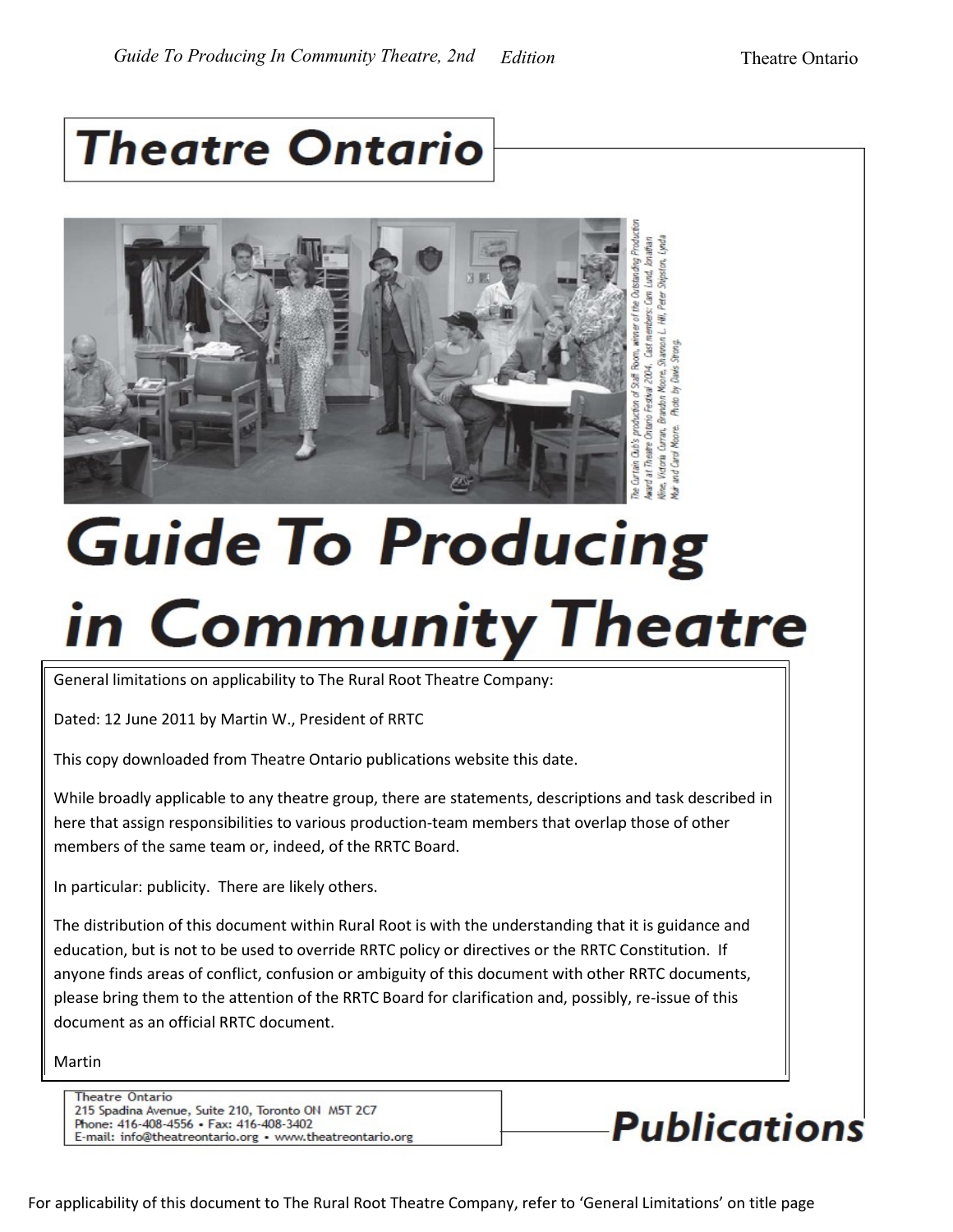# Theatre Ontario

The Curtain Club's production of Staff Room, winner of the Outstanding Production Award at Theatre Ontario Festival 2004. Cast members: Cam Lund, Jonathan Kline, Victoria Curran, Brandon Moore, Shannon L. Hill, Peter Shipston, Lynda Muir and Carol Moore. Photo by Davis Strong.

# Guide To Producing in Community Theatre

General limitations on applicability to The Rural Root Theatre Company:

Dated: 12 June 2011 by Martin W., President of RRTC

This copy downloaded from Theatre Ontario publications website this date.

While broadly applicable to any theatre group, there are statements, descriptions and task described in here that assign responsibilities to various production-team members that overlap those of other members of the same team or, indeed, of the RRTC Board.

In particular: publicity. There are likely others.

The distribution of this document within Rural Root is with the understanding that it is guidance and education, but is not to be used to override RRTC policy or directives or the RRTC Constitution. If anyone finds areas of conflict, confusion or ambiguity of this document with other RRTC documents, please bring them to the attention of the RRTC Board for clarification and, possibly, re-issue of this document as an official RRTC document.

Martin

Theatre Ontario
215 Spadina Avenue, Suite 210, Toronto ON M5T 2C7
Phone: 416-408-4556 • Fax: 416-408-3402
E-mail: info@theatreontario.org • www.theatreontario.org

## Publications

For applicability of this document to The Rural Root Theatre Company, refer to 'General Limitations' on title page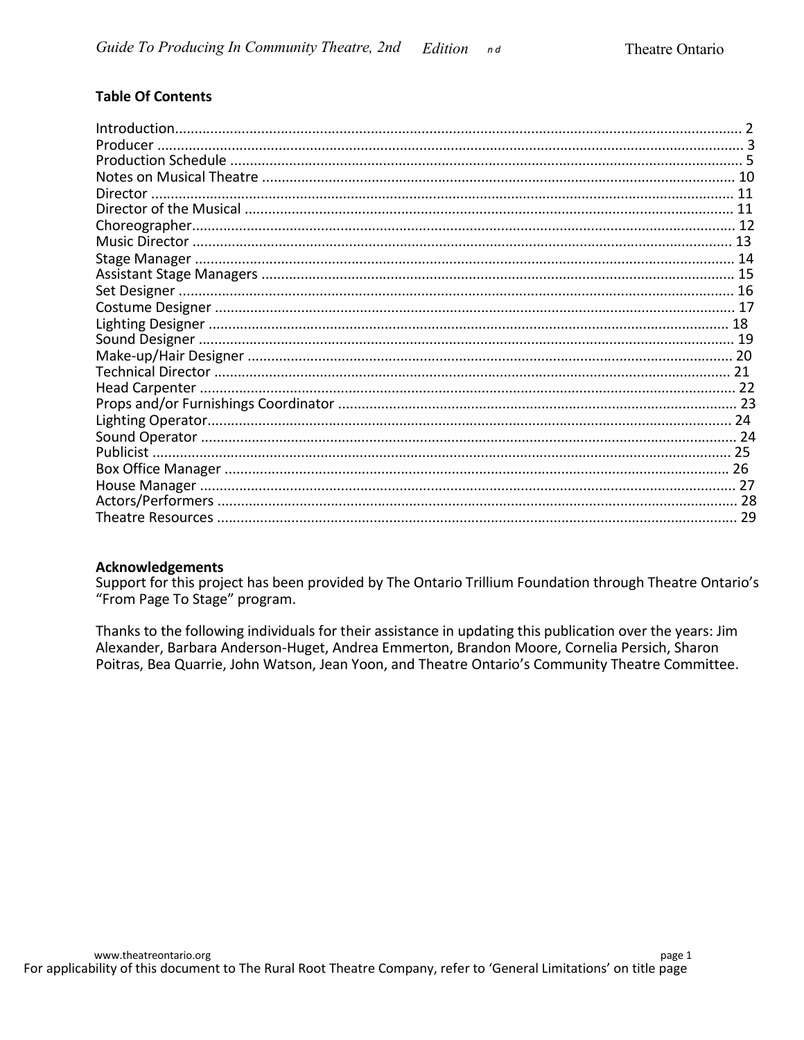## Table Of Contents

| | |
|---|---|
| Introduction | 2 |
| Producer | 3 |
| Production Schedule | 5 |
| Notes on Musical Theatre | 10 |
| Director | 11 |
| Director of the Musical | 11 |
| Choreographer | 12 |
| Music Director | 13 |
| Stage Manager | 14 |
| Assistant Stage Managers | 15 |
| Set Designer | 16 |
| Costume Designer | 17 |
| Lighting Designer | 18 |
| Sound Designer | 19 |
| Make-up/Hair Designer | 20 |
| Technical Director | 21 |
| Head Carpenter | 22 |
| Props and/or Furnishings Coordinator | 23 |
| Lighting Operator | 24 |
| Sound Operator | 24 |
| Publicist | 25 |
| Box Office Manager | 26 |
| House Manager | 27 |
| Actors/Performers | 28 |
| Theatre Resources | 29 |

**Acknowledgements**

Support for this project has been provided by The Ontario Trillium Foundation through Theatre Ontario's "From Page To Stage" program.

Thanks to the following individuals for their assistance in updating this publication over the years: Jim Alexander, Barbara Anderson-Huget, Andrea Emmerton, Brandon Moore, Cornelia Persich, Sharon Poitras, Bea Quarrie, John Watson, Jean Yoon, and Theatre Ontario's Community Theatre Committee.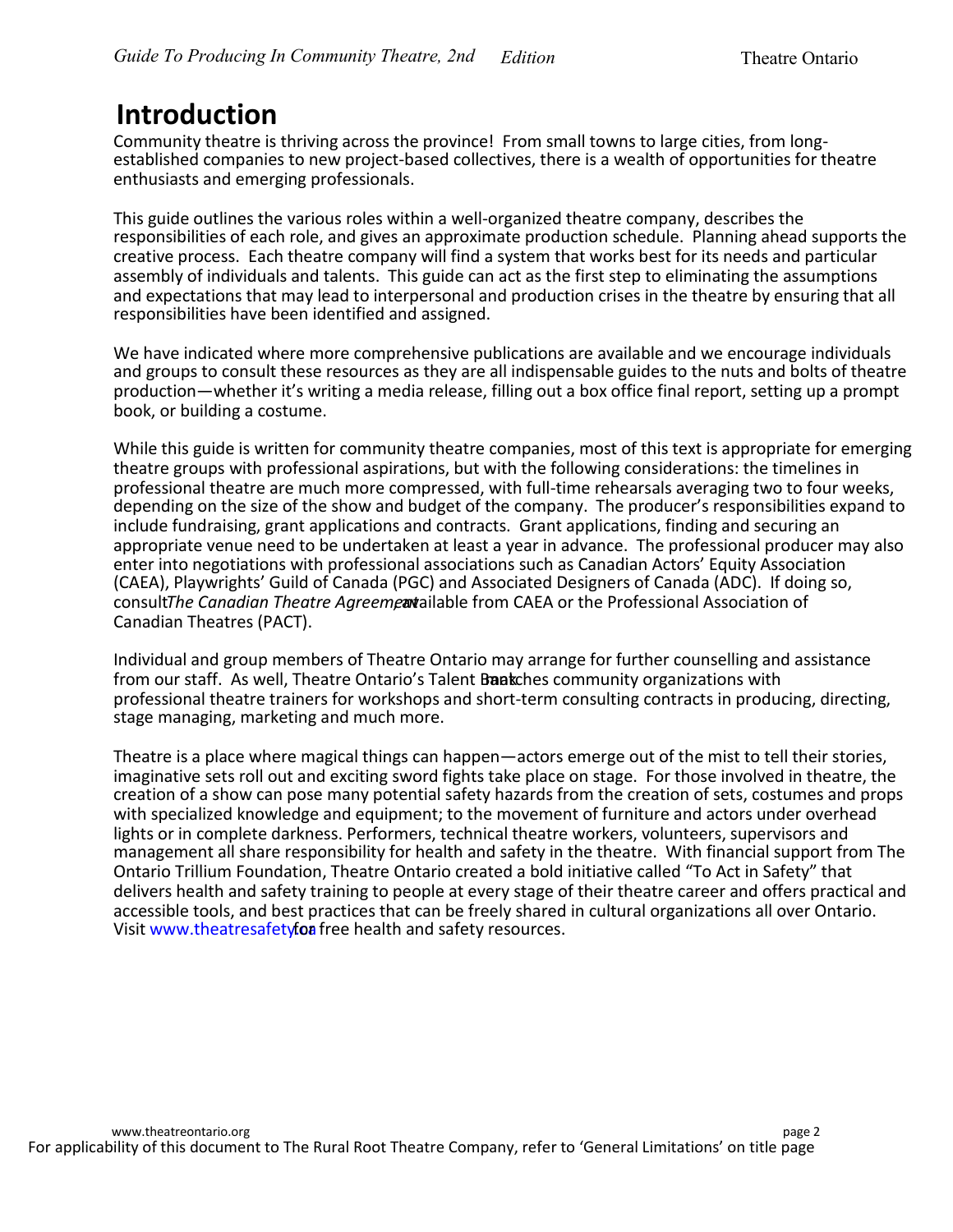# Introduction

Community theatre is thriving across the province! From small towns to large cities, from long-established companies to new project-based collectives, there is a wealth of opportunities for theatre enthusiasts and emerging professionals.

This guide outlines the various roles within a well-organized theatre company, describes the responsibilities of each role, and gives an approximate production schedule. Planning ahead supports the creative process. Each theatre company will find a system that works best for its needs and particular assembly of individuals and talents. This guide can act as the first step to eliminating the assumptions and expectations that may lead to interpersonal and production crises in the theatre by ensuring that all responsibilities have been identified and assigned.

We have indicated where more comprehensive publications are available and we encourage individuals and groups to consult these resources as they are all indispensable guides to the nuts and bolts of theatre production—whether it's writing a media release, filling out a box office final report, setting up a prompt book, or building a costume.

While this guide is written for community theatre companies, most of this text is appropriate for emerging theatre groups with professional aspirations, but with the following considerations: the timelines in professional theatre are much more compressed, with full-time rehearsals averaging two to four weeks, depending on the size of the show and budget of the company. The producer's responsibilities expand to include fundraising, grant applications and contracts. Grant applications, finding and securing an appropriate venue need to be undertaken at least a year in advance. The professional producer may also enter into negotiations with professional associations such as Canadian Actors' Equity Association (CAEA), Playwrights' Guild of Canada (PGC) and Associated Designers of Canada (ADC). If doing so, consult *The Canadian Theatre Agreement*, available from CAEA or the Professional Association of Canadian Theatres (PACT).

Individual and group members of Theatre Ontario may arrange for further counselling and assistance from our staff. As well, Theatre Ontario's Talent Bank matches community organizations with professional theatre trainers for workshops and short-term consulting contracts in producing, directing, stage managing, marketing and much more.

Theatre is a place where magical things can happen—actors emerge out of the mist to tell their stories, imaginative sets roll out and exciting sword fights take place on stage. For those involved in theatre, the creation of a show can pose many potential safety hazards from the creation of sets, costumes and props with specialized knowledge and equipment; to the movement of furniture and actors under overhead lights or in complete darkness. Performers, technical theatre workers, volunteers, supervisors and management all share responsibility for health and safety in the theatre. With financial support from The Ontario Trillium Foundation, Theatre Ontario created a bold initiative called "To Act in Safety" that delivers health and safety training to people at every stage of their theatre career and offers practical and accessible tools, and best practices that can be freely shared in cultural organizations all over Ontario. Visit www.theatresafety.ca for free health and safety resources.

For applicability of this document to The Rural Root Theatre Company, refer to 'General Limitations' on title page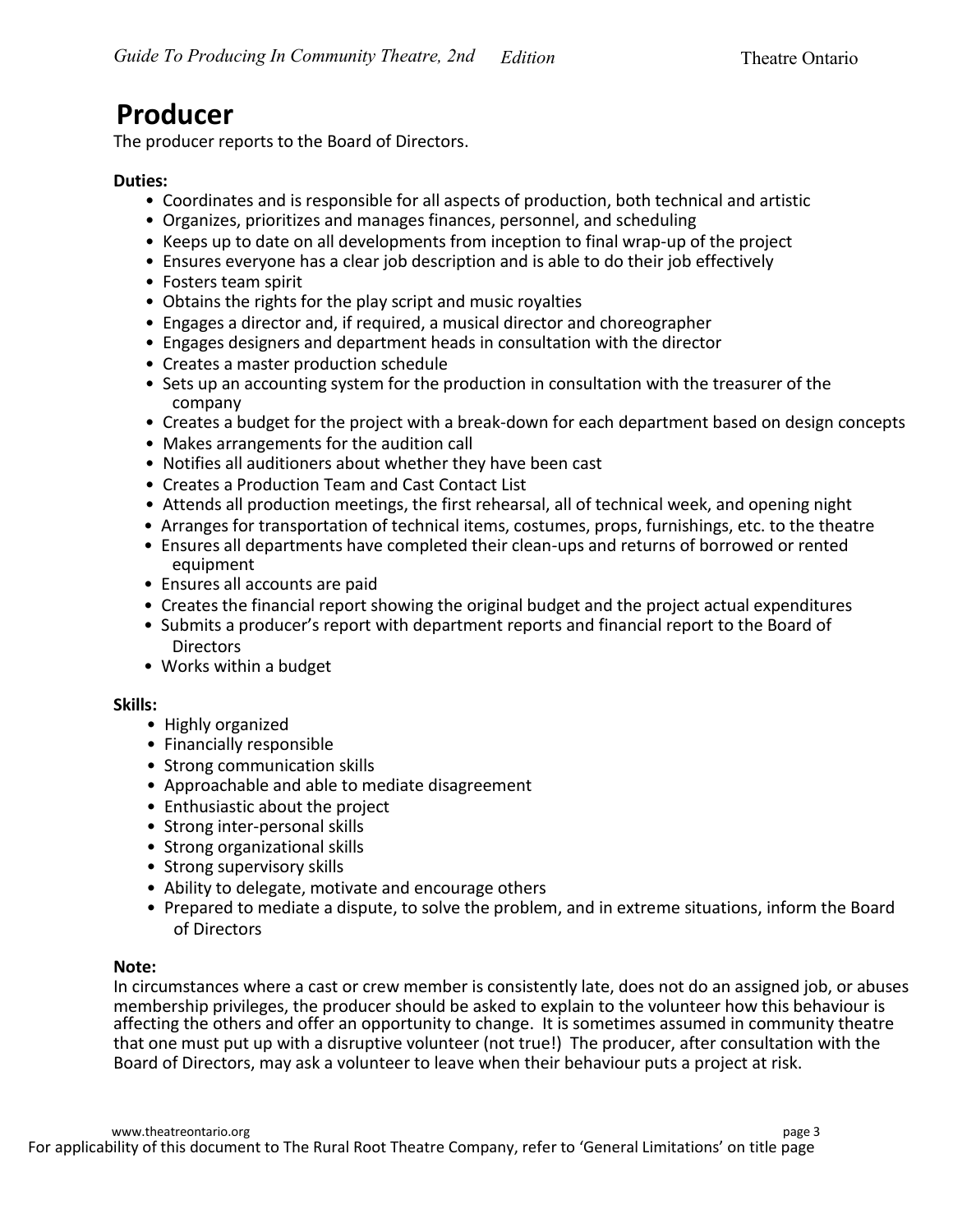# Producer

The producer reports to the Board of Directors.

**Duties:**

- Coordinates and is responsible for all aspects of production, both technical and artistic
- Organizes, prioritizes and manages finances, personnel, and scheduling
- Keeps up to date on all developments from inception to final wrap-up of the project
- Ensures everyone has a clear job description and is able to do their job effectively
- Fosters team spirit
- Obtains the rights for the play script and music royalties
- Engages a director and, if required, a musical director and choreographer
- Engages designers and department heads in consultation with the director
- Creates a master production schedule
- Sets up an accounting system for the production in consultation with the treasurer of the company
- Creates a budget for the project with a break-down for each department based on design concepts
- Makes arrangements for the audition call
- Notifies all auditioners about whether they have been cast
- Creates a Production Team and Cast Contact List
- Attends all production meetings, the first rehearsal, all of technical week, and opening night
- Arranges for transportation of technical items, costumes, props, furnishings, etc. to the theatre
- Ensures all departments have completed their clean-ups and returns of borrowed or rented equipment
- Ensures all accounts are paid
- Creates the financial report showing the original budget and the project actual expenditures
- Submits a producer's report with department reports and financial report to the Board of Directors
- Works within a budget

**Skills:**

- Highly organized
- Financially responsible
- Strong communication skills
- Approachable and able to mediate disagreement
- Enthusiastic about the project
- Strong inter-personal skills
- Strong organizational skills
- Strong supervisory skills
- Ability to delegate, motivate and encourage others
- Prepared to mediate a dispute, to solve the problem, and in extreme situations, inform the Board of Directors

**Note:**

In circumstances where a cast or crew member is consistently late, does not do an assigned job, or abuses membership privileges, the producer should be asked to explain to the volunteer how this behaviour is affecting the others and offer an opportunity to change. It is sometimes assumed in community theatre that one must put up with a disruptive volunteer (not true!) The producer, after consultation with the Board of Directors, may ask a volunteer to leave when their behaviour puts a project at risk.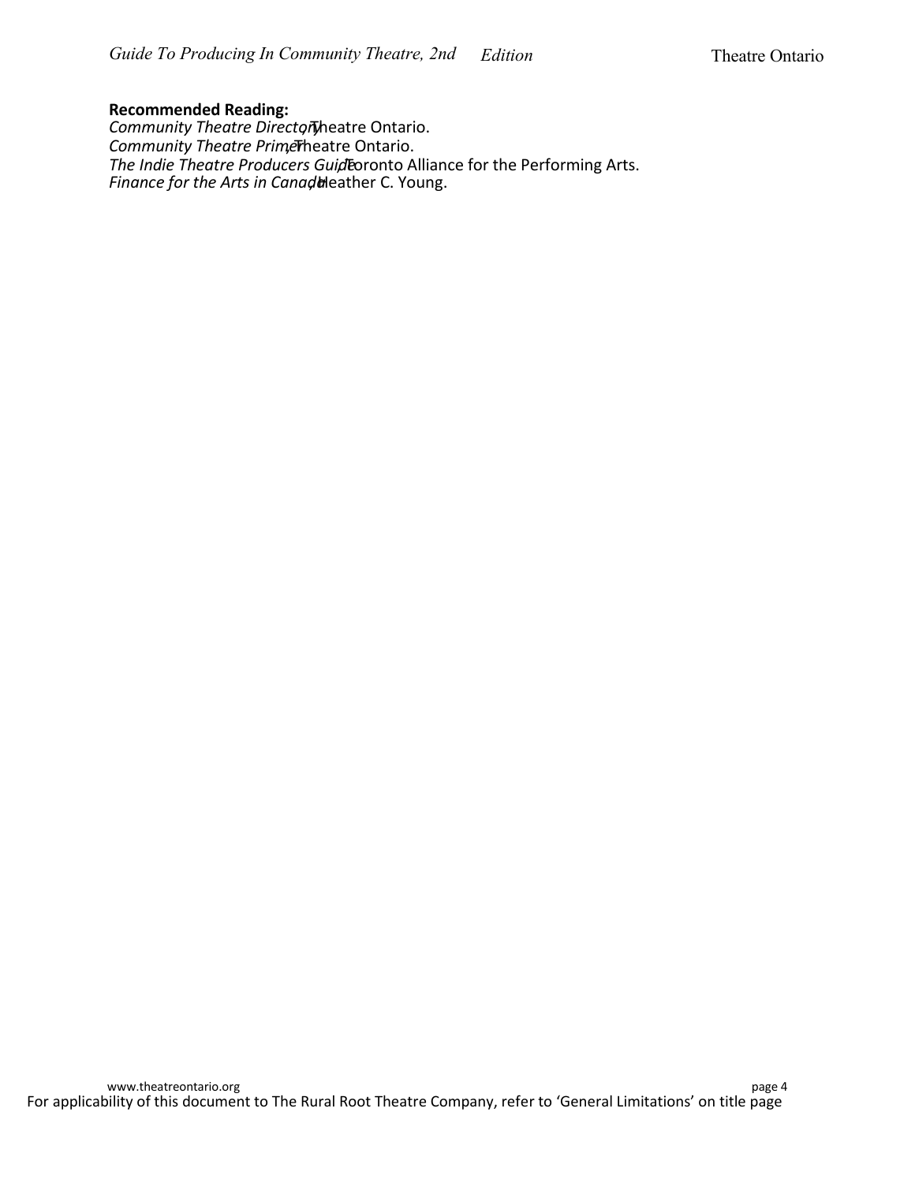**Recommended Reading:**

*Community Theatre Directory*, Theatre Ontario.
*Community Theatre Primer*, Theatre Ontario.
*The Indie Theatre Producers Guide*, Toronto Alliance for the Performing Arts.
*Finance for the Arts in Canada*, Heather C. Young.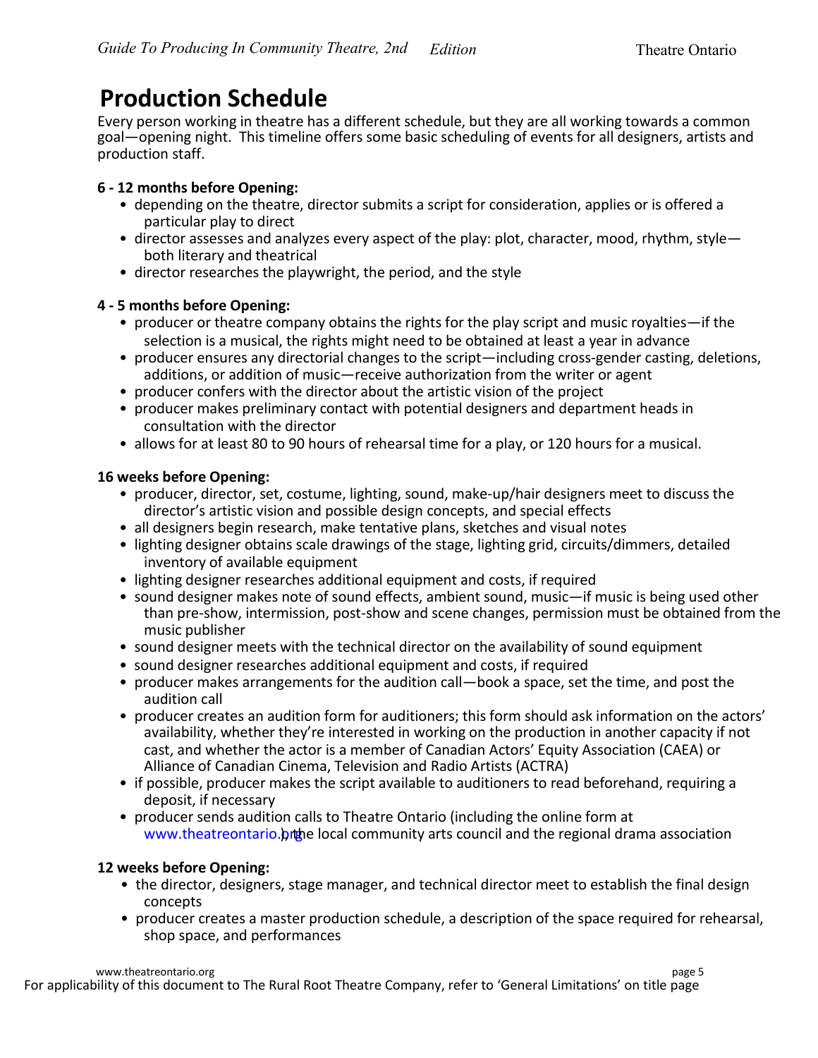# Production Schedule

Every person working in theatre has a different schedule, but they are all working towards a common goal—opening night. This timeline offers some basic scheduling of events for all designers, artists and production staff.

**6 - 12 months before Opening:**

- depending on the theatre, director submits a script for consideration, applies or is offered a particular play to direct
- director assesses and analyzes every aspect of the play: plot, character, mood, rhythm, style—both literary and theatrical
- director researches the playwright, the period, and the style

**4 - 5 months before Opening:**

- producer or theatre company obtains the rights for the play script and music royalties—if the selection is a musical, the rights might need to be obtained at least a year in advance
- producer ensures any directorial changes to the script—including cross-gender casting, deletions, additions, or addition of music—receive authorization from the writer or agent
- producer confers with the director about the artistic vision of the project
- producer makes preliminary contact with potential designers and department heads in consultation with the director
- allows for at least 80 to 90 hours of rehearsal time for a play, or 120 hours for a musical.

**16 weeks before Opening:**

- producer, director, set, costume, lighting, sound, make-up/hair designers meet to discuss the director's artistic vision and possible design concepts, and special effects
- all designers begin research, make tentative plans, sketches and visual notes
- lighting designer obtains scale drawings of the stage, lighting grid, circuits/dimmers, detailed inventory of available equipment
- lighting designer researches additional equipment and costs, if required
- sound designer makes note of sound effects, ambient sound, music—if music is being used other than pre-show, intermission, post-show and scene changes, permission must be obtained from the music publisher
- sound designer meets with the technical director on the availability of sound equipment
- sound designer researches additional equipment and costs, if required
- producer makes arrangements for the audition call—book a space, set the time, and post the audition call
- producer creates an audition form for auditioners; this form should ask information on the actors' availability, whether they're interested in working on the production in another capacity if not cast, and whether the actor is a member of Canadian Actors' Equity Association (CAEA) or Alliance of Canadian Cinema, Television and Radio Artists (ACTRA)
- if possible, producer makes the script available to auditioners to read beforehand, requiring a deposit, if necessary
- producer sends audition calls to Theatre Ontario (including the online form at www.theatreontario.org), the local community arts council and the regional drama association

**12 weeks before Opening:**

- the director, designers, stage manager, and technical director meet to establish the final design concepts
- producer creates a master production schedule, a description of the space required for rehearsal, shop space, and performances

For applicability of this document to The Rural Root Theatre Company, refer to 'General Limitations' on title page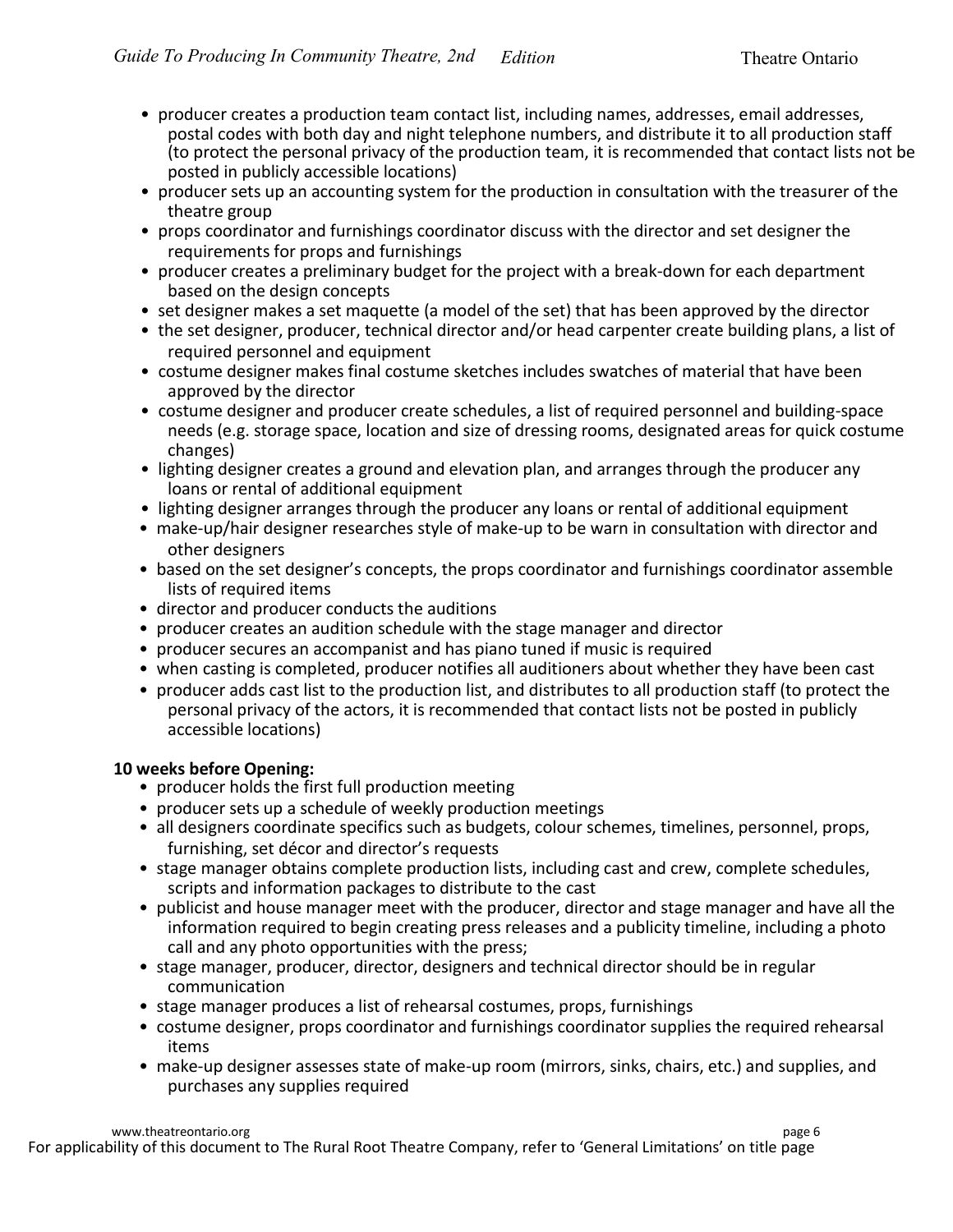- producer creates a production team contact list, including names, addresses, email addresses, postal codes with both day and night telephone numbers, and distribute it to all production staff (to protect the personal privacy of the production team, it is recommended that contact lists not be posted in publicly accessible locations)
- producer sets up an accounting system for the production in consultation with the treasurer of the theatre group
- props coordinator and furnishings coordinator discuss with the director and set designer the requirements for props and furnishings
- producer creates a preliminary budget for the project with a break-down for each department based on the design concepts
- set designer makes a set maquette (a model of the set) that has been approved by the director
- the set designer, producer, technical director and/or head carpenter create building plans, a list of required personnel and equipment
- costume designer makes final costume sketches includes swatches of material that have been approved by the director
- costume designer and producer create schedules, a list of required personnel and building-space needs (e.g. storage space, location and size of dressing rooms, designated areas for quick costume changes)
- lighting designer creates a ground and elevation plan, and arranges through the producer any loans or rental of additional equipment
- lighting designer arranges through the producer any loans or rental of additional equipment
- make-up/hair designer researches style of make-up to be warn in consultation with director and other designers
- based on the set designer's concepts, the props coordinator and furnishings coordinator assemble lists of required items
- director and producer conducts the auditions
- producer creates an audition schedule with the stage manager and director
- producer secures an accompanist and has piano tuned if music is required
- when casting is completed, producer notifies all auditioners about whether they have been cast
- producer adds cast list to the production list, and distributes to all production staff (to protect the personal privacy of the actors, it is recommended that contact lists not be posted in publicly accessible locations)

**10 weeks before Opening:**

- producer holds the first full production meeting
- producer sets up a schedule of weekly production meetings
- all designers coordinate specifics such as budgets, colour schemes, timelines, personnel, props, furnishing, set décor and director's requests
- stage manager obtains complete production lists, including cast and crew, complete schedules, scripts and information packages to distribute to the cast
- publicist and house manager meet with the producer, director and stage manager and have all the information required to begin creating press releases and a publicity timeline, including a photo call and any photo opportunities with the press;
- stage manager, producer, director, designers and technical director should be in regular communication
- stage manager produces a list of rehearsal costumes, props, furnishings
- costume designer, props coordinator and furnishings coordinator supplies the required rehearsal items
- make-up designer assesses state of make-up room (mirrors, sinks, chairs, etc.) and supplies, and purchases any supplies required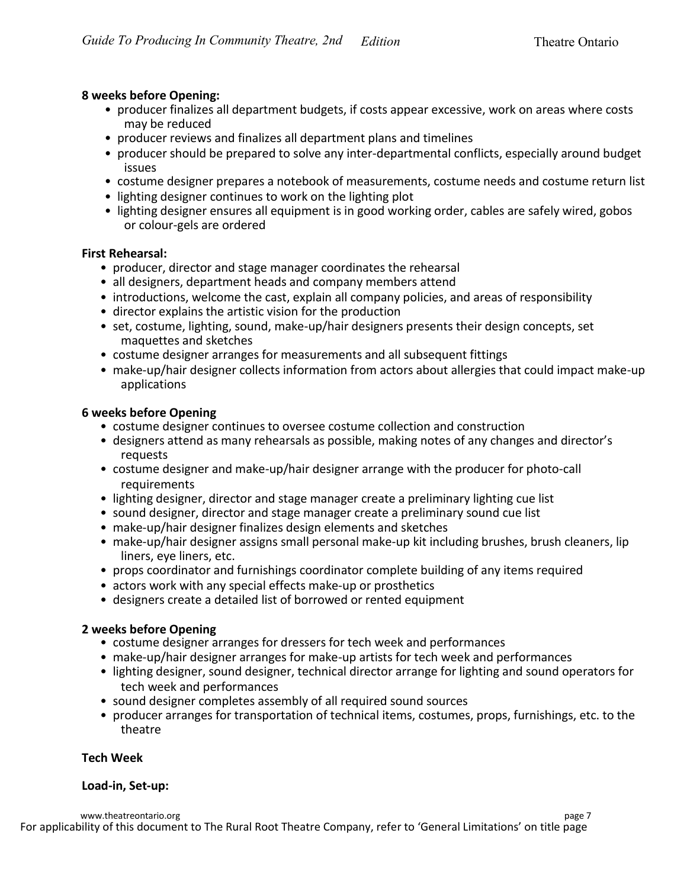**8 weeks before Opening:**

- producer finalizes all department budgets, if costs appear excessive, work on areas where costs may be reduced
- producer reviews and finalizes all department plans and timelines
- producer should be prepared to solve any inter-departmental conflicts, especially around budget issues
- costume designer prepares a notebook of measurements, costume needs and costume return list
- lighting designer continues to work on the lighting plot
- lighting designer ensures all equipment is in good working order, cables are safely wired, gobos or colour-gels are ordered

**First Rehearsal:**

- producer, director and stage manager coordinates the rehearsal
- all designers, department heads and company members attend
- introductions, welcome the cast, explain all company policies, and areas of responsibility
- director explains the artistic vision for the production
- set, costume, lighting, sound, make-up/hair designers presents their design concepts, set maquettes and sketches
- costume designer arranges for measurements and all subsequent fittings
- make-up/hair designer collects information from actors about allergies that could impact make-up applications

**6 weeks before Opening**

- costume designer continues to oversee costume collection and construction
- designers attend as many rehearsals as possible, making notes of any changes and director's requests
- costume designer and make-up/hair designer arrange with the producer for photo-call requirements
- lighting designer, director and stage manager create a preliminary lighting cue list
- sound designer, director and stage manager create a preliminary sound cue list
- make-up/hair designer finalizes design elements and sketches
- make-up/hair designer assigns small personal make-up kit including brushes, brush cleaners, lip liners, eye liners, etc.
- props coordinator and furnishings coordinator complete building of any items required
- actors work with any special effects make-up or prosthetics
- designers create a detailed list of borrowed or rented equipment

**2 weeks before Opening**

- costume designer arranges for dressers for tech week and performances
- make-up/hair designer arranges for make-up artists for tech week and performances
- lighting designer, sound designer, technical director arrange for lighting and sound operators for tech week and performances
- sound designer completes assembly of all required sound sources
- producer arranges for transportation of technical items, costumes, props, furnishings, etc. to the theatre

**Tech Week**

**Load-in, Set-up:**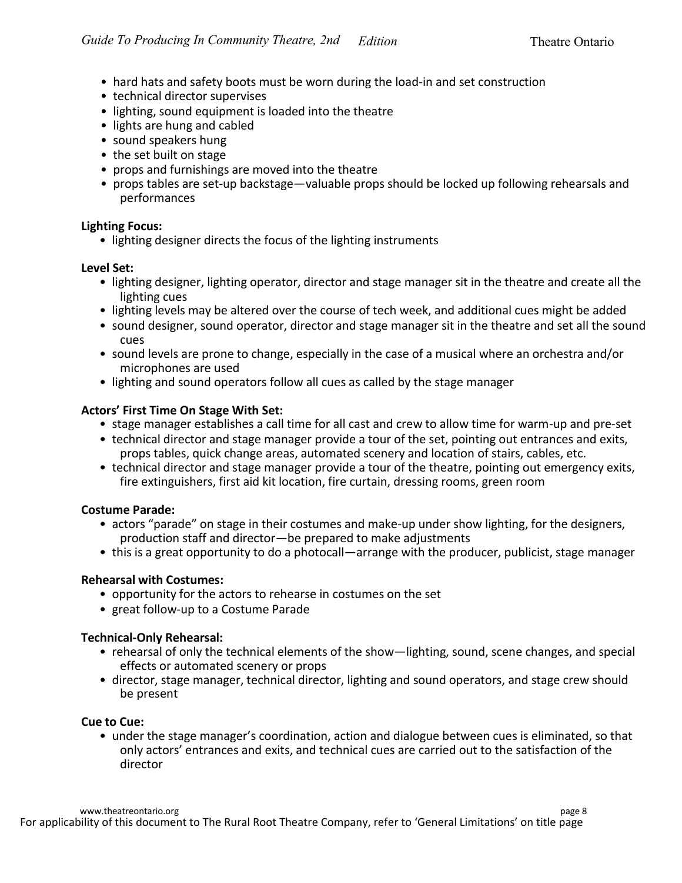- hard hats and safety boots must be worn during the load-in and set construction
- technical director supervises
- lighting, sound equipment is loaded into the theatre
- lights are hung and cabled
- sound speakers hung
- the set built on stage
- props and furnishings are moved into the theatre
- props tables are set-up backstage—valuable props should be locked up following rehearsals and performances

**Lighting Focus:**

- lighting designer directs the focus of the lighting instruments

**Level Set:**

- lighting designer, lighting operator, director and stage manager sit in the theatre and create all the lighting cues
- lighting levels may be altered over the course of tech week, and additional cues might be added
- sound designer, sound operator, director and stage manager sit in the theatre and set all the sound cues
- sound levels are prone to change, especially in the case of a musical where an orchestra and/or microphones are used
- lighting and sound operators follow all cues as called by the stage manager

**Actors' First Time On Stage With Set:**

- stage manager establishes a call time for all cast and crew to allow time for warm-up and pre-set
- technical director and stage manager provide a tour of the set, pointing out entrances and exits, props tables, quick change areas, automated scenery and location of stairs, cables, etc.
- technical director and stage manager provide a tour of the theatre, pointing out emergency exits, fire extinguishers, first aid kit location, fire curtain, dressing rooms, green room

**Costume Parade:**

- actors "parade" on stage in their costumes and make-up under show lighting, for the designers, production staff and director—be prepared to make adjustments
- this is a great opportunity to do a photocall—arrange with the producer, publicist, stage manager

**Rehearsal with Costumes:**

- opportunity for the actors to rehearse in costumes on the set
- great follow-up to a Costume Parade

**Technical-Only Rehearsal:**

- rehearsal of only the technical elements of the show—lighting, sound, scene changes, and special effects or automated scenery or props
- director, stage manager, technical director, lighting and sound operators, and stage crew should be present

**Cue to Cue:**

- under the stage manager's coordination, action and dialogue between cues is eliminated, so that only actors' entrances and exits, and technical cues are carried out to the satisfaction of the director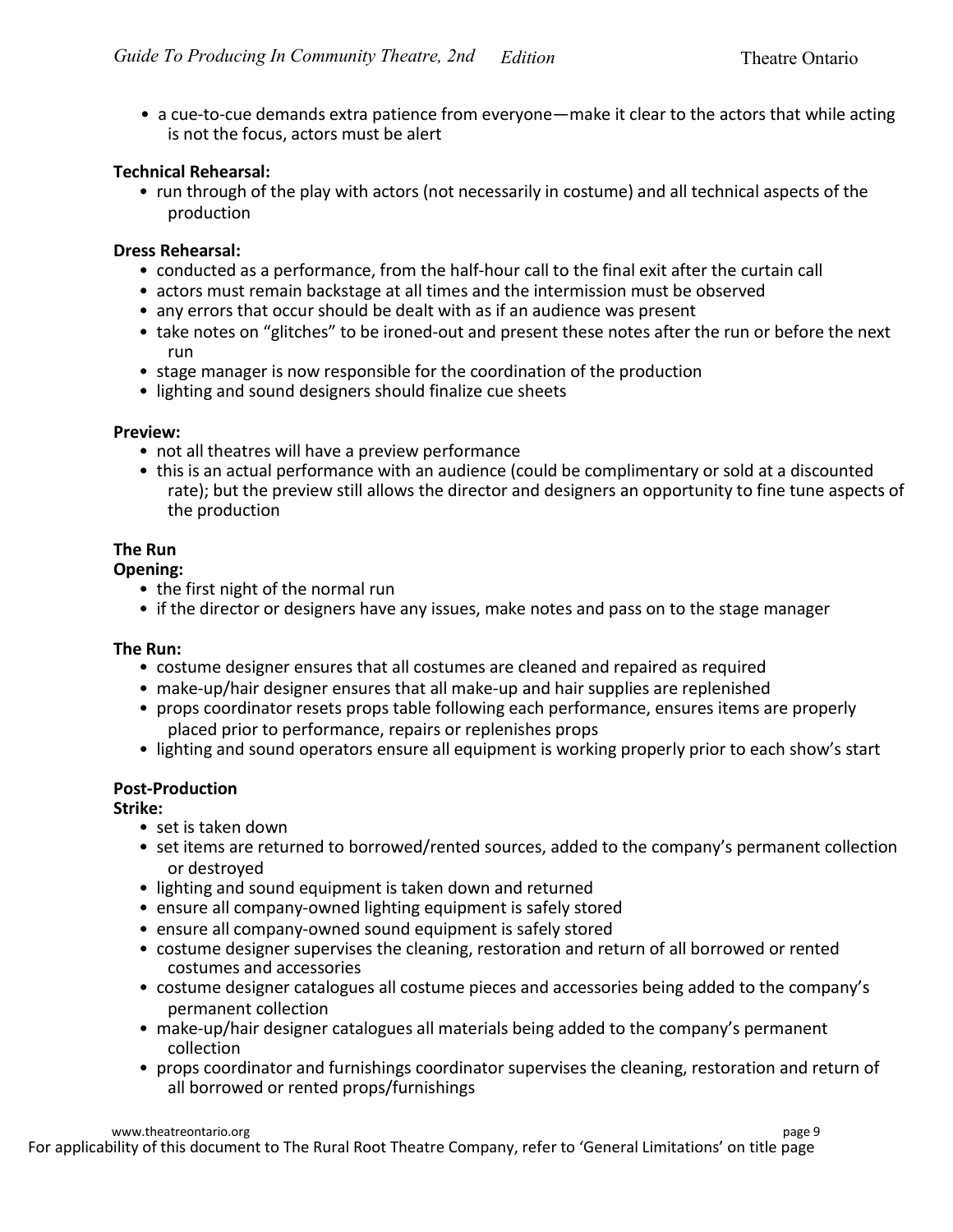- a cue-to-cue demands extra patience from everyone—make it clear to the actors that while acting is not the focus, actors must be alert

**Technical Rehearsal:**

- run through of the play with actors (not necessarily in costume) and all technical aspects of the production

**Dress Rehearsal:**

- conducted as a performance, from the half-hour call to the final exit after the curtain call
- actors must remain backstage at all times and the intermission must be observed
- any errors that occur should be dealt with as if an audience was present
- take notes on "glitches" to be ironed-out and present these notes after the run or before the next run
- stage manager is now responsible for the coordination of the production
- lighting and sound designers should finalize cue sheets

**Preview:**

- not all theatres will have a preview performance
- this is an actual performance with an audience (could be complimentary or sold at a discounted rate); but the preview still allows the director and designers an opportunity to fine tune aspects of the production

## The Run

**Opening:**

- the first night of the normal run
- if the director or designers have any issues, make notes and pass on to the stage manager

**The Run:**

- costume designer ensures that all costumes are cleaned and repaired as required
- make-up/hair designer ensures that all make-up and hair supplies are replenished
- props coordinator resets props table following each performance, ensures items are properly placed prior to performance, repairs or replenishes props
- lighting and sound operators ensure all equipment is working properly prior to each show's start

## Post-Production

**Strike:**

- set is taken down
- set items are returned to borrowed/rented sources, added to the company's permanent collection or destroyed
- lighting and sound equipment is taken down and returned
- ensure all company-owned lighting equipment is safely stored
- ensure all company-owned sound equipment is safely stored
- costume designer supervises the cleaning, restoration and return of all borrowed or rented costumes and accessories
- costume designer catalogues all costume pieces and accessories being added to the company's permanent collection
- make-up/hair designer catalogues all materials being added to the company's permanent collection
- props coordinator and furnishings coordinator supervises the cleaning, restoration and return of all borrowed or rented props/furnishings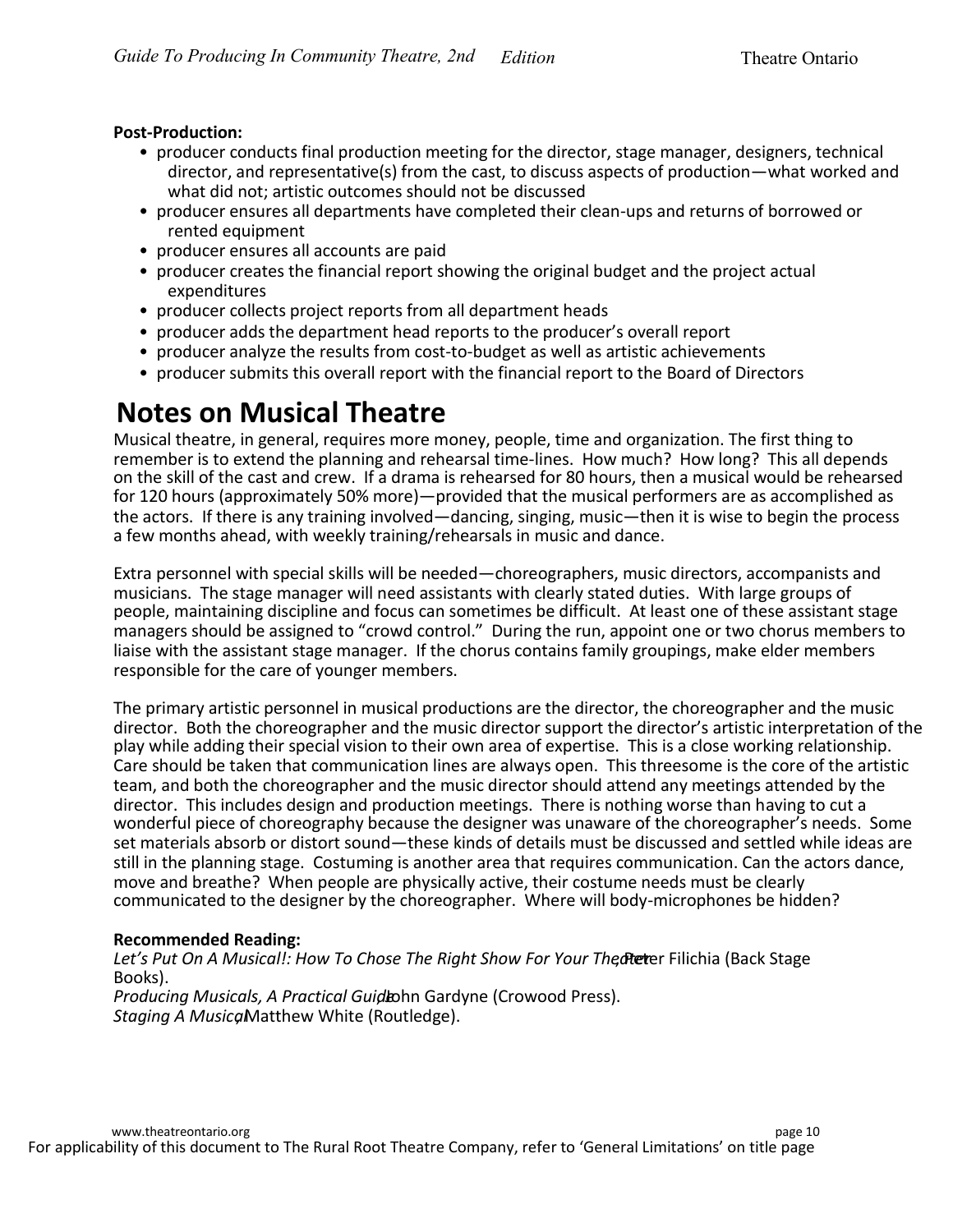**Post-Production:**

- producer conducts final production meeting for the director, stage manager, designers, technical director, and representative(s) from the cast, to discuss aspects of production—what worked and what did not; artistic outcomes should not be discussed
- producer ensures all departments have completed their clean-ups and returns of borrowed or rented equipment
- producer ensures all accounts are paid
- producer creates the financial report showing the original budget and the project actual expenditures
- producer collects project reports from all department heads
- producer adds the department head reports to the producer's overall report
- producer analyze the results from cost-to-budget as well as artistic achievements
- producer submits this overall report with the financial report to the Board of Directors

# Notes on Musical Theatre

Musical theatre, in general, requires more money, people, time and organization. The first thing to remember is to extend the planning and rehearsal time-lines. How much? How long? This all depends on the skill of the cast and crew. If a drama is rehearsed for 80 hours, then a musical would be rehearsed for 120 hours (approximately 50% more)—provided that the musical performers are as accomplished as the actors. If there is any training involved—dancing, singing, music—then it is wise to begin the process a few months ahead, with weekly training/rehearsals in music and dance.

Extra personnel with special skills will be needed—choreographers, music directors, accompanists and musicians. The stage manager will need assistants with clearly stated duties. With large groups of people, maintaining discipline and focus can sometimes be difficult. At least one of these assistant stage managers should be assigned to "crowd control." During the run, appoint one or two chorus members to liaise with the assistant stage manager. If the chorus contains family groupings, make elder members responsible for the care of younger members.

The primary artistic personnel in musical productions are the director, the choreographer and the music director. Both the choreographer and the music director support the director's artistic interpretation of the play while adding their special vision to their own area of expertise. This is a close working relationship. Care should be taken that communication lines are always open. This threesome is the core of the artistic team, and both the choreographer and the music director should attend any meetings attended by the director. This includes design and production meetings. There is nothing worse than having to cut a wonderful piece of choreography because the designer was unaware of the choreographer's needs. Some set materials absorb or distort sound—these kinds of details must be discussed and settled while ideas are still in the planning stage. Costuming is another area that requires communication. Can the actors dance, move and breathe? When people are physically active, their costume needs must be clearly communicated to the designer by the choreographer. Where will body-microphones be hidden?

**Recommended Reading:**

*Let's Put On A Musical!: How To Chose The Right Show For Your Theatre*, Peter Filichia (Back Stage Books).
*Producing Musicals, A Practical Guide*, John Gardyne (Crowood Press).
*Staging A Musical*, Matthew White (Routledge).

For applicability of this document to The Rural Root Theatre Company, refer to 'General Limitations' on title page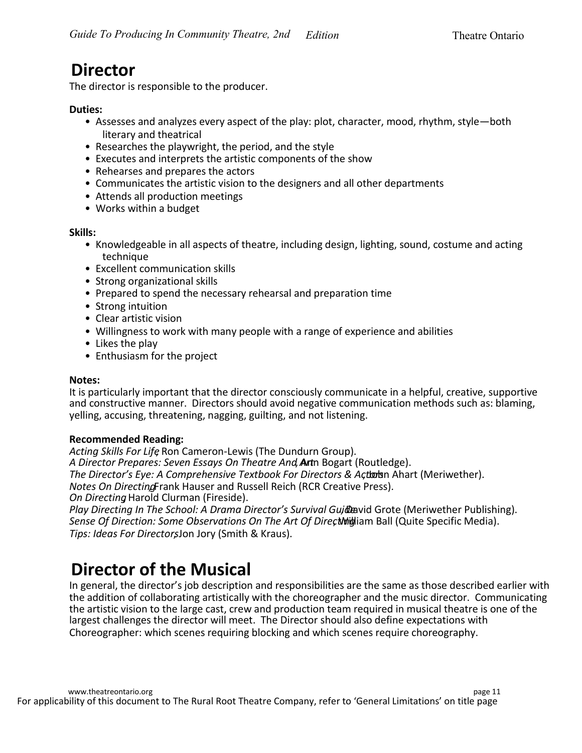# Director

The director is responsible to the producer.

**Duties:**

- Assesses and analyzes every aspect of the play: plot, character, mood, rhythm, style—both literary and theatrical
- Researches the playwright, the period, and the style
- Executes and interprets the artistic components of the show
- Rehearses and prepares the actors
- Communicates the artistic vision to the designers and all other departments
- Attends all production meetings
- Works within a budget

**Skills:**

- Knowledgeable in all aspects of theatre, including design, lighting, sound, costume and acting technique
- Excellent communication skills
- Strong organizational skills
- Prepared to spend the necessary rehearsal and preparation time
- Strong intuition
- Clear artistic vision
- Willingness to work with many people with a range of experience and abilities
- Likes the play
- Enthusiasm for the project

**Notes:**

It is particularly important that the director consciously communicate in a helpful, creative, supportive and constructive manner. Directors should avoid negative communication methods such as: blaming, yelling, accusing, threatening, nagging, guilting, and not listening.

**Recommended Reading:**

*Acting Skills For Life*, Ron Cameron-Lewis (The Dundurn Group).
*A Director Prepares: Seven Essays On Theatre And Art*, Ann Bogart (Routledge).
*The Director's Eye: A Comprehensive Textbook For Directors & Actors*, John Ahart (Meriwether).
*Notes On Directing*, Frank Hauser and Russell Reich (RCR Creative Press).
*On Directing*, Harold Clurman (Fireside).
*Play Directing In The School: A Drama Director's Survival Guide*, David Grote (Meriwether Publishing).
*Sense Of Direction: Some Observations On The Art Of Directing*, William Ball (Quite Specific Media).
*Tips: Ideas For Directors*, Jon Jory (Smith & Kraus).

# Director of the Musical

In general, the director's job description and responsibilities are the same as those described earlier with the addition of collaborating artistically with the choreographer and the music director. Communicating the artistic vision to the large cast, crew and production team required in musical theatre is one of the largest challenges the director will meet. The Director should also define expectations with Choreographer: which scenes requiring blocking and which scenes require choreography.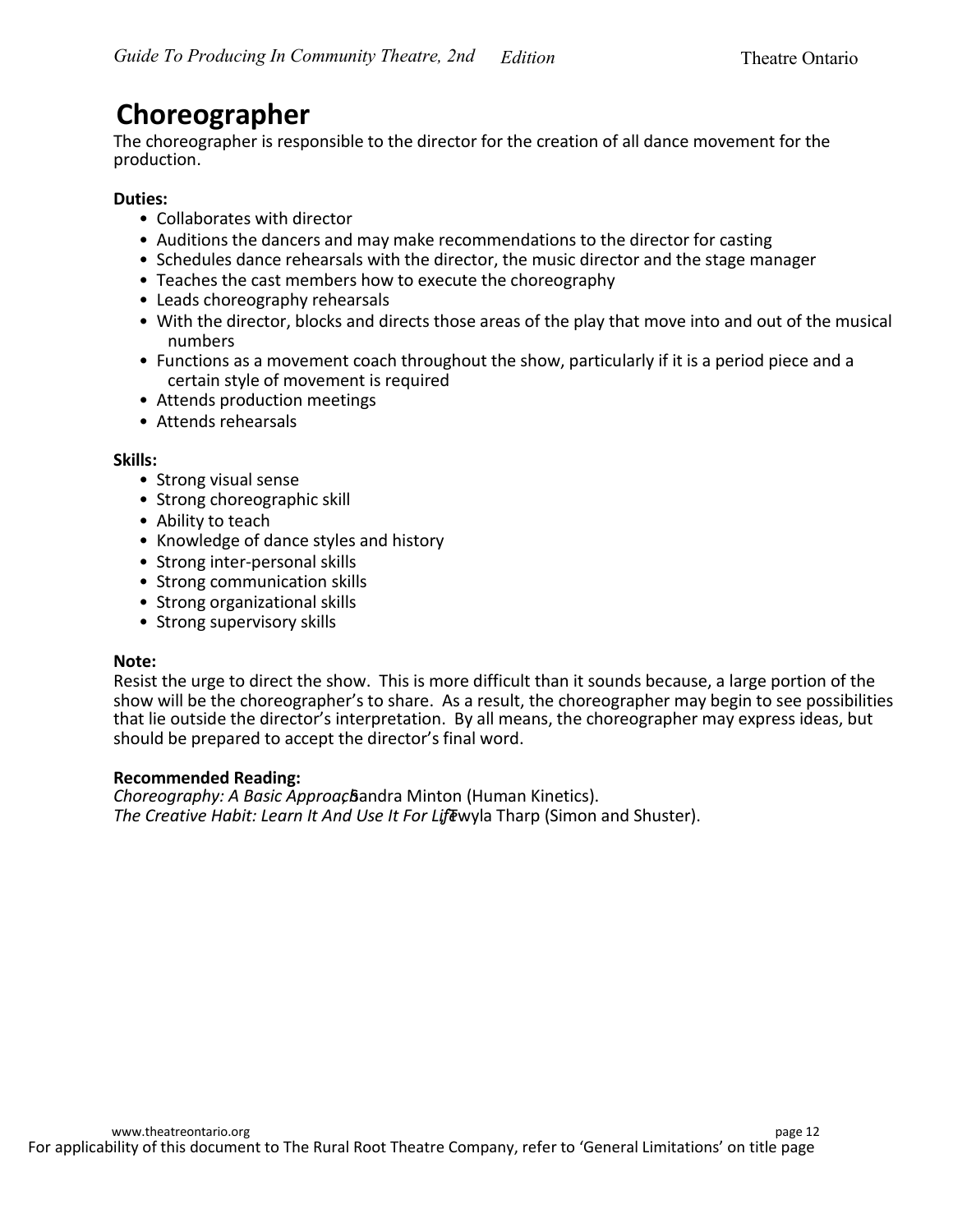# Choreographer

The choreographer is responsible to the director for the creation of all dance movement for the production.

**Duties:**

- Collaborates with director
- Auditions the dancers and may make recommendations to the director for casting
- Schedules dance rehearsals with the director, the music director and the stage manager
- Teaches the cast members how to execute the choreography
- Leads choreography rehearsals
- With the director, blocks and directs those areas of the play that move into and out of the musical numbers
- Functions as a movement coach throughout the show, particularly if it is a period piece and a certain style of movement is required
- Attends production meetings
- Attends rehearsals

**Skills:**

- Strong visual sense
- Strong choreographic skill
- Ability to teach
- Knowledge of dance styles and history
- Strong inter-personal skills
- Strong communication skills
- Strong organizational skills
- Strong supervisory skills

**Note:**

Resist the urge to direct the show. This is more difficult than it sounds because, a large portion of the show will be the choreographer's to share. As a result, the choreographer may begin to see possibilities that lie outside the director's interpretation. By all means, the choreographer may express ideas, but should be prepared to accept the director's final word.

**Recommended Reading:**

*Choreography: A Basic Approach*, Sandra Minton (Human Kinetics).
*The Creative Habit: Learn It And Use It For Life*, Twyla Tharp (Simon and Shuster).

For applicability of this document to The Rural Root Theatre Company, refer to 'General Limitations' on title page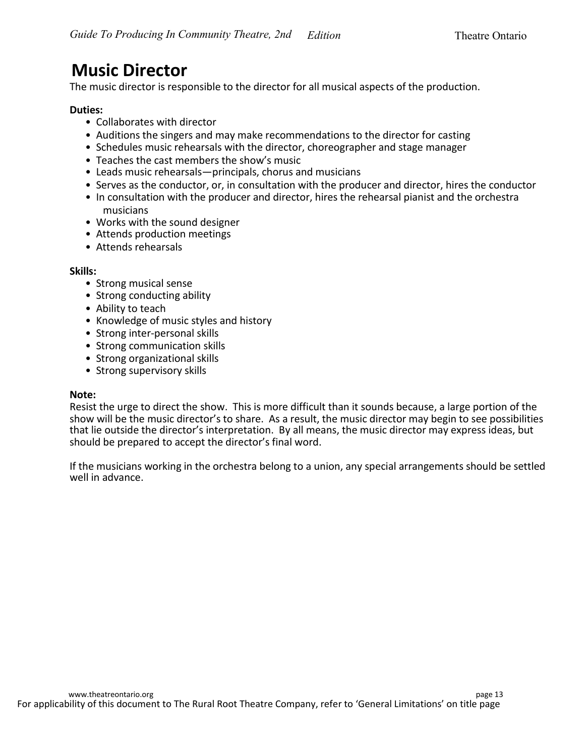# Music Director

The music director is responsible to the director for all musical aspects of the production.

**Duties:**

- Collaborates with director
- Auditions the singers and may make recommendations to the director for casting
- Schedules music rehearsals with the director, choreographer and stage manager
- Teaches the cast members the show's music
- Leads music rehearsals—principals, chorus and musicians
- Serves as the conductor, or, in consultation with the producer and director, hires the conductor
- In consultation with the producer and director, hires the rehearsal pianist and the orchestra musicians
- Works with the sound designer
- Attends production meetings
- Attends rehearsals

**Skills:**

- Strong musical sense
- Strong conducting ability
- Ability to teach
- Knowledge of music styles and history
- Strong inter-personal skills
- Strong communication skills
- Strong organizational skills
- Strong supervisory skills

**Note:**

Resist the urge to direct the show. This is more difficult than it sounds because, a large portion of the show will be the music director's to share. As a result, the music director may begin to see possibilities that lie outside the director's interpretation. By all means, the music director may express ideas, but should be prepared to accept the director's final word.

If the musicians working in the orchestra belong to a union, any special arrangements should be settled well in advance.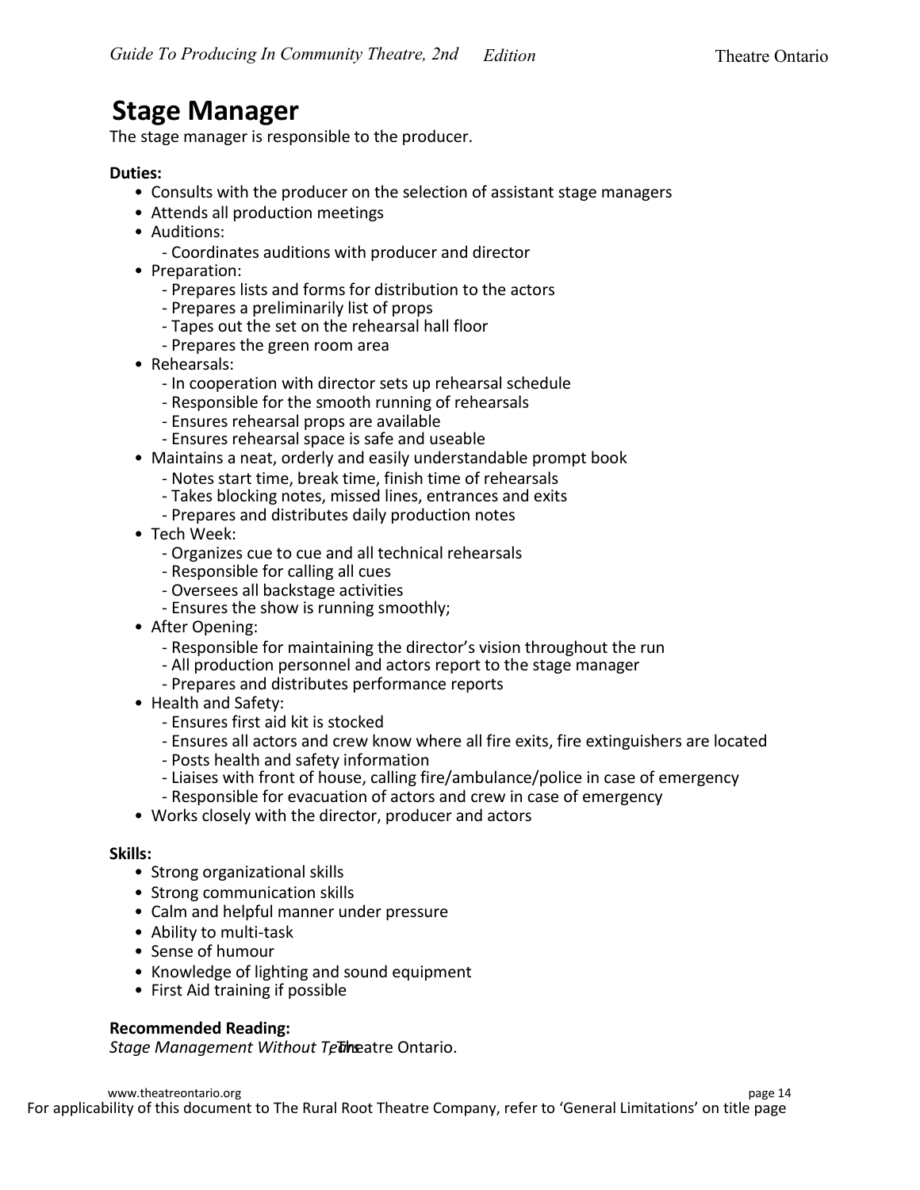# Stage Manager

The stage manager is responsible to the producer.

**Duties:**

- Consults with the producer on the selection of assistant stage managers
- Attends all production meetings
- Auditions:
  - Coordinates auditions with producer and director
- Preparation:
  - Prepares lists and forms for distribution to the actors
  - Prepares a preliminarily list of props
  - Tapes out the set on the rehearsal hall floor
  - Prepares the green room area
- Rehearsals:
  - In cooperation with director sets up rehearsal schedule
  - Responsible for the smooth running of rehearsals
  - Ensures rehearsal props are available
  - Ensures rehearsal space is safe and useable
- Maintains a neat, orderly and easily understandable prompt book
  - Notes start time, break time, finish time of rehearsals
  - Takes blocking notes, missed lines, entrances and exits
  - Prepares and distributes daily production notes
- Tech Week:
  - Organizes cue to cue and all technical rehearsals
  - Responsible for calling all cues
  - Oversees all backstage activities
  - Ensures the show is running smoothly;
- After Opening:
  - Responsible for maintaining the director's vision throughout the run
  - All production personnel and actors report to the stage manager
  - Prepares and distributes performance reports
- Health and Safety:
  - Ensures first aid kit is stocked
  - Ensures all actors and crew know where all fire exits, fire extinguishers are located
  - Posts health and safety information
  - Liaises with front of house, calling fire/ambulance/police in case of emergency
  - Responsible for evacuation of actors and crew in case of emergency
- Works closely with the director, producer and actors

**Skills:**

- Strong organizational skills
- Strong communication skills
- Calm and helpful manner under pressure
- Ability to multi-task
- Sense of humour
- Knowledge of lighting and sound equipment
- First Aid training if possible

**Recommended Reading:**

*Stage Management Without Tears*, Theatre Ontario.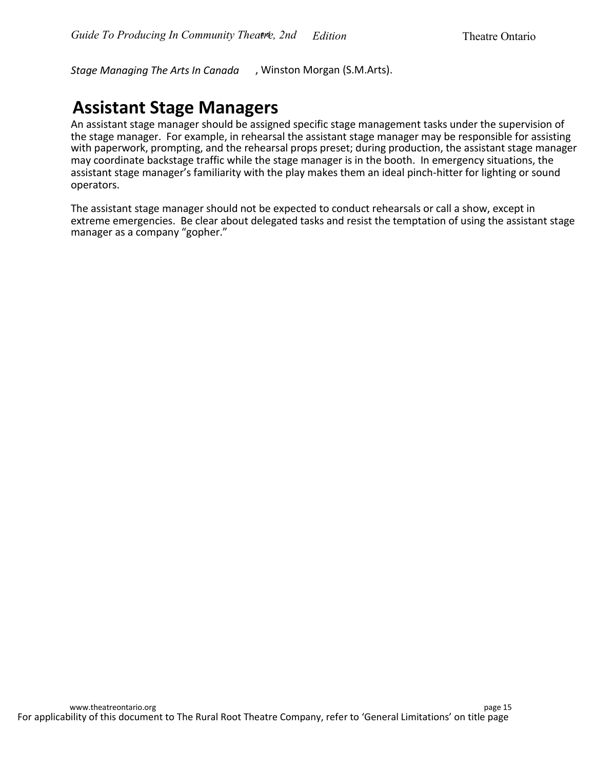*Stage Managing The Arts In Canada*, Winston Morgan (S.M.Arts).

## Assistant Stage Managers

An assistant stage manager should be assigned specific stage management tasks under the supervision of the stage manager. For example, in rehearsal the assistant stage manager may be responsible for assisting with paperwork, prompting, and the rehearsal props preset; during production, the assistant stage manager may coordinate backstage traffic while the stage manager is in the booth. In emergency situations, the assistant stage manager's familiarity with the play makes them an ideal pinch-hitter for lighting or sound operators.

The assistant stage manager should not be expected to conduct rehearsals or call a show, except in extreme emergencies. Be clear about delegated tasks and resist the temptation of using the assistant stage manager as a company "gopher."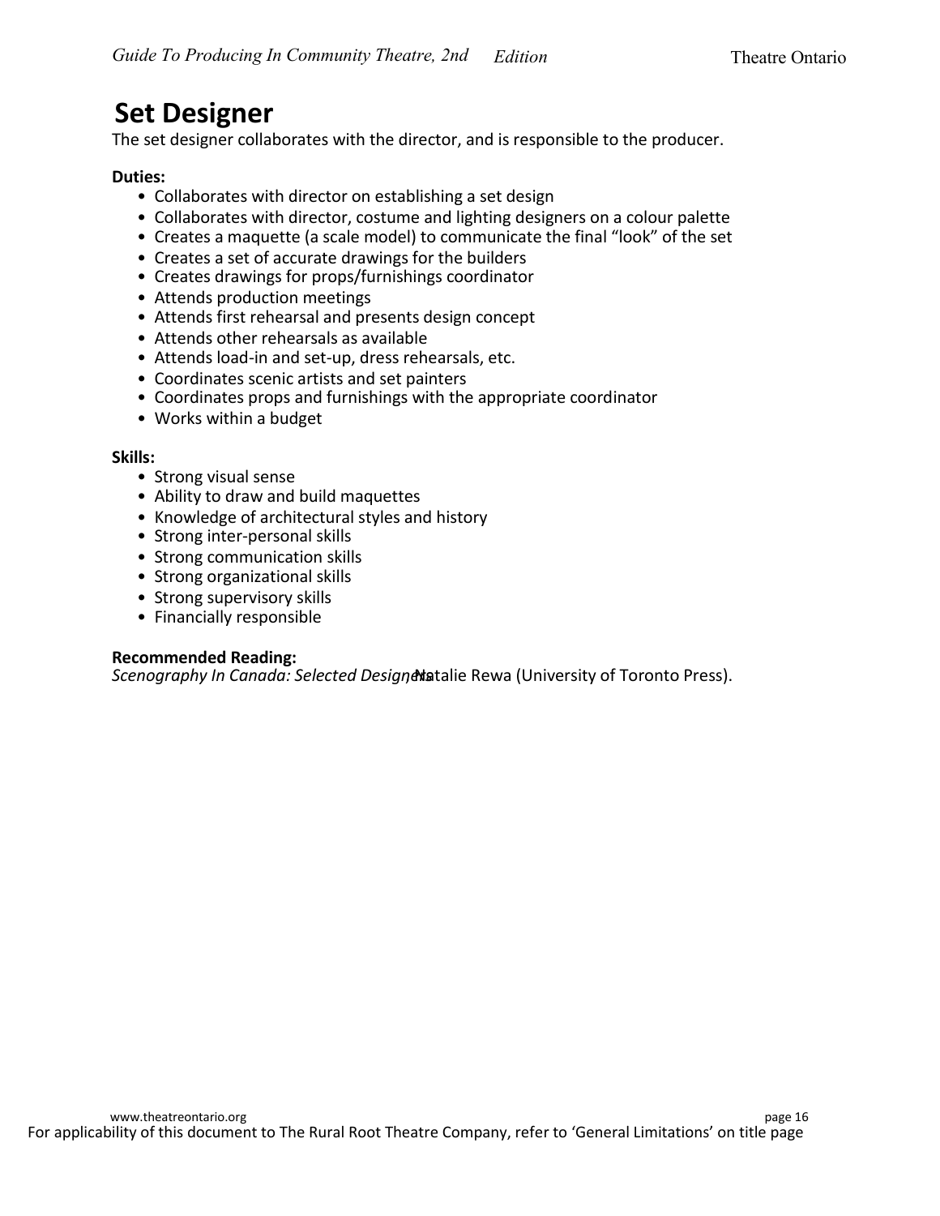# Set Designer

The set designer collaborates with the director, and is responsible to the producer.

**Duties:**

- Collaborates with director on establishing a set design
- Collaborates with director, costume and lighting designers on a colour palette
- Creates a maquette (a scale model) to communicate the final "look" of the set
- Creates a set of accurate drawings for the builders
- Creates drawings for props/furnishings coordinator
- Attends production meetings
- Attends first rehearsal and presents design concept
- Attends other rehearsals as available
- Attends load-in and set-up, dress rehearsals, etc.
- Coordinates scenic artists and set painters
- Coordinates props and furnishings with the appropriate coordinator
- Works within a budget

**Skills:**

- Strong visual sense
- Ability to draw and build maquettes
- Knowledge of architectural styles and history
- Strong inter-personal skills
- Strong communication skills
- Strong organizational skills
- Strong supervisory skills
- Financially responsible

**Recommended Reading:**

*Scenography In Canada: Selected Designers*, Natalie Rewa (University of Toronto Press).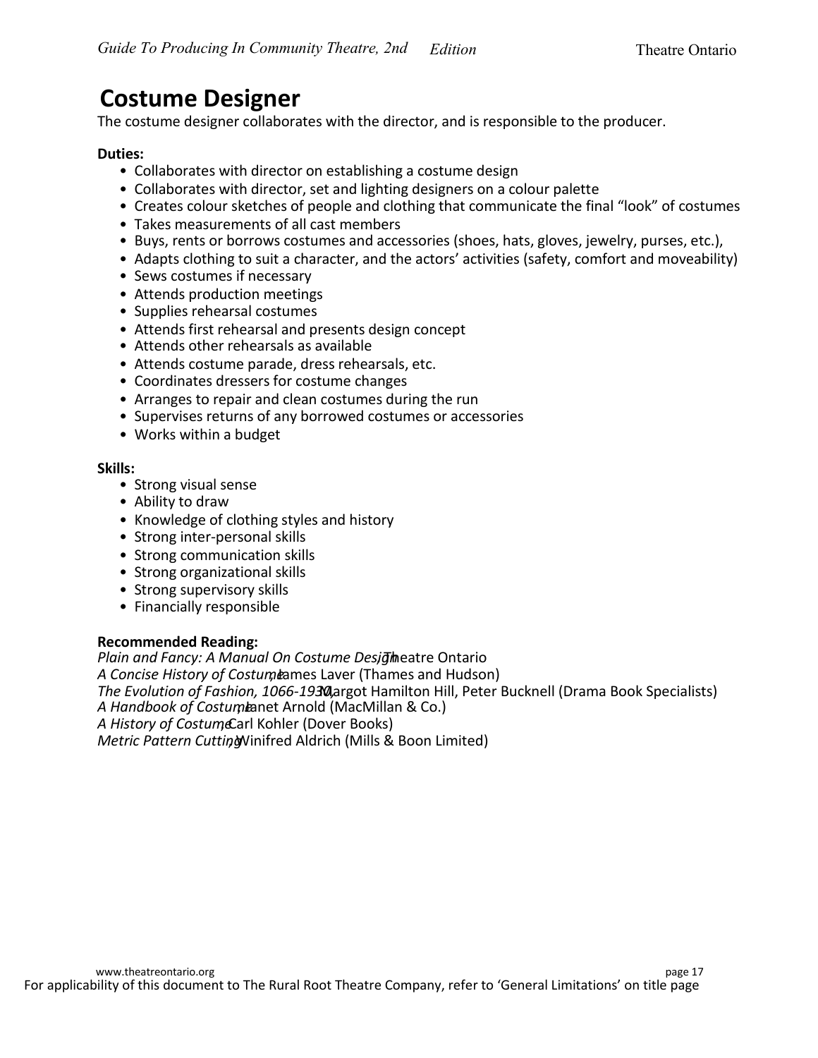# Costume Designer

The costume designer collaborates with the director, and is responsible to the producer.

**Duties:**

- Collaborates with director on establishing a costume design
- Collaborates with director, set and lighting designers on a colour palette
- Creates colour sketches of people and clothing that communicate the final "look" of costumes
- Takes measurements of all cast members
- Buys, rents or borrows costumes and accessories (shoes, hats, gloves, jewelry, purses, etc.),
- Adapts clothing to suit a character, and the actors' activities (safety, comfort and moveability)
- Sews costumes if necessary
- Attends production meetings
- Supplies rehearsal costumes
- Attends first rehearsal and presents design concept
- Attends other rehearsals as available
- Attends costume parade, dress rehearsals, etc.
- Coordinates dressers for costume changes
- Arranges to repair and clean costumes during the run
- Supervises returns of any borrowed costumes or accessories
- Works within a budget

**Skills:**

- Strong visual sense
- Ability to draw
- Knowledge of clothing styles and history
- Strong inter-personal skills
- Strong communication skills
- Strong organizational skills
- Strong supervisory skills
- Financially responsible

**Recommended Reading:**

*Plain and Fancy: A Manual On Costume Design*, Theatre Ontario
*A Concise History of Costume*, James Laver (Thames and Hudson)
*The Evolution of Fashion, 1066-1930*, Margot Hamilton Hill, Peter Bucknell (Drama Book Specialists)
*A Handbook of Costume*, Janet Arnold (MacMillan & Co.)
*A History of Costume*, Carl Kohler (Dover Books)
*Metric Pattern Cutting*, Winifred Aldrich (Mills & Boon Limited)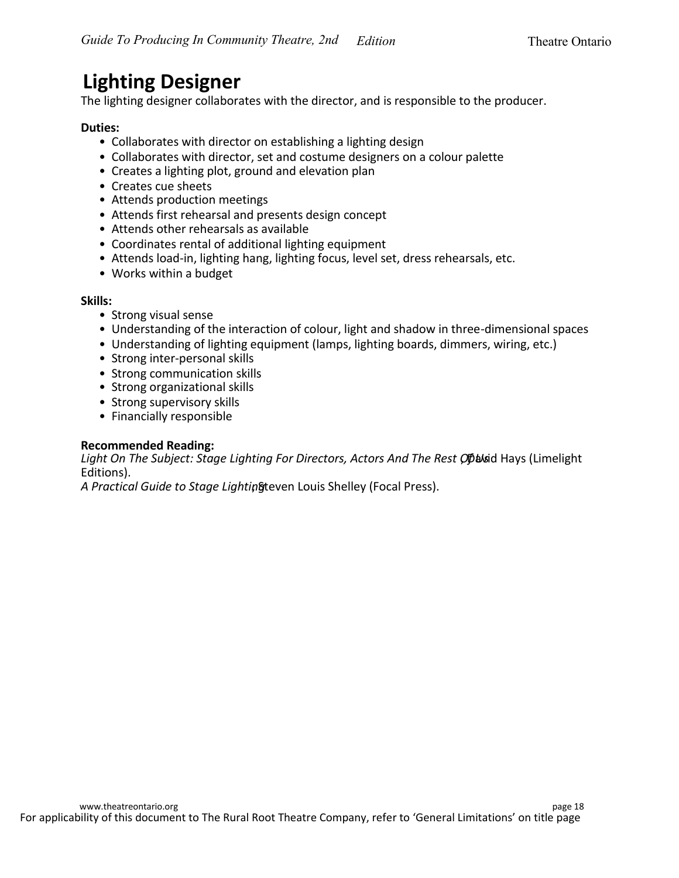# Lighting Designer

The lighting designer collaborates with the director, and is responsible to the producer.

**Duties:**

- Collaborates with director on establishing a lighting design
- Collaborates with director, set and costume designers on a colour palette
- Creates a lighting plot, ground and elevation plan
- Creates cue sheets
- Attends production meetings
- Attends first rehearsal and presents design concept
- Attends other rehearsals as available
- Coordinates rental of additional lighting equipment
- Attends load-in, lighting hang, lighting focus, level set, dress rehearsals, etc.
- Works within a budget

**Skills:**

- Strong visual sense
- Understanding of the interaction of colour, light and shadow in three-dimensional spaces
- Understanding of lighting equipment (lamps, lighting boards, dimmers, wiring, etc.)
- Strong inter-personal skills
- Strong communication skills
- Strong organizational skills
- Strong supervisory skills
- Financially responsible

**Recommended Reading:**

*Light On The Subject: Stage Lighting For Directors, Actors And The Rest Of Us*, David Hays (Limelight Editions).

*A Practical Guide to Stage Lighting*, Steven Louis Shelley (Focal Press).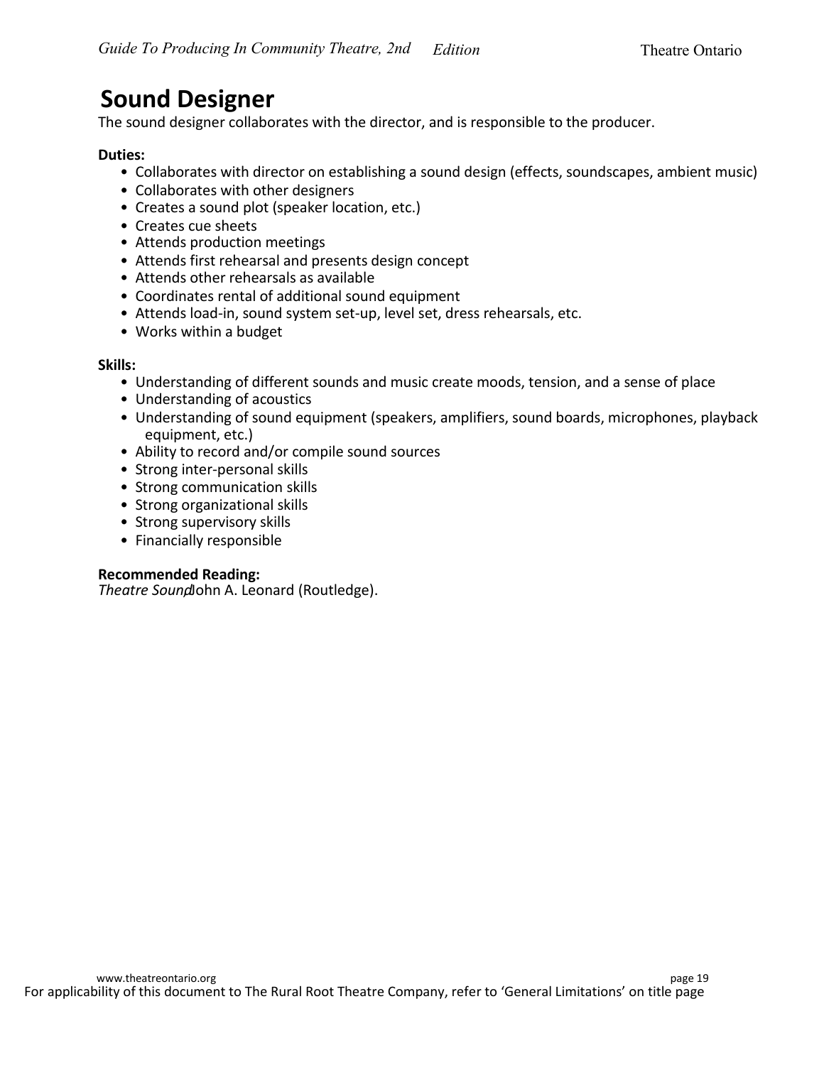# Sound Designer

The sound designer collaborates with the director, and is responsible to the producer.

**Duties:**

- Collaborates with director on establishing a sound design (effects, soundscapes, ambient music)
- Collaborates with other designers
- Creates a sound plot (speaker location, etc.)
- Creates cue sheets
- Attends production meetings
- Attends first rehearsal and presents design concept
- Attends other rehearsals as available
- Coordinates rental of additional sound equipment
- Attends load-in, sound system set-up, level set, dress rehearsals, etc.
- Works within a budget

**Skills:**

- Understanding of different sounds and music create moods, tension, and a sense of place
- Understanding of acoustics
- Understanding of sound equipment (speakers, amplifiers, sound boards, microphones, playback equipment, etc.)
- Ability to record and/or compile sound sources
- Strong inter-personal skills
- Strong communication skills
- Strong organizational skills
- Strong supervisory skills
- Financially responsible

**Recommended Reading:**

*Theatre Sound*, John A. Leonard (Routledge).

For applicability of this document to The Rural Root Theatre Company, refer to 'General Limitations' on title page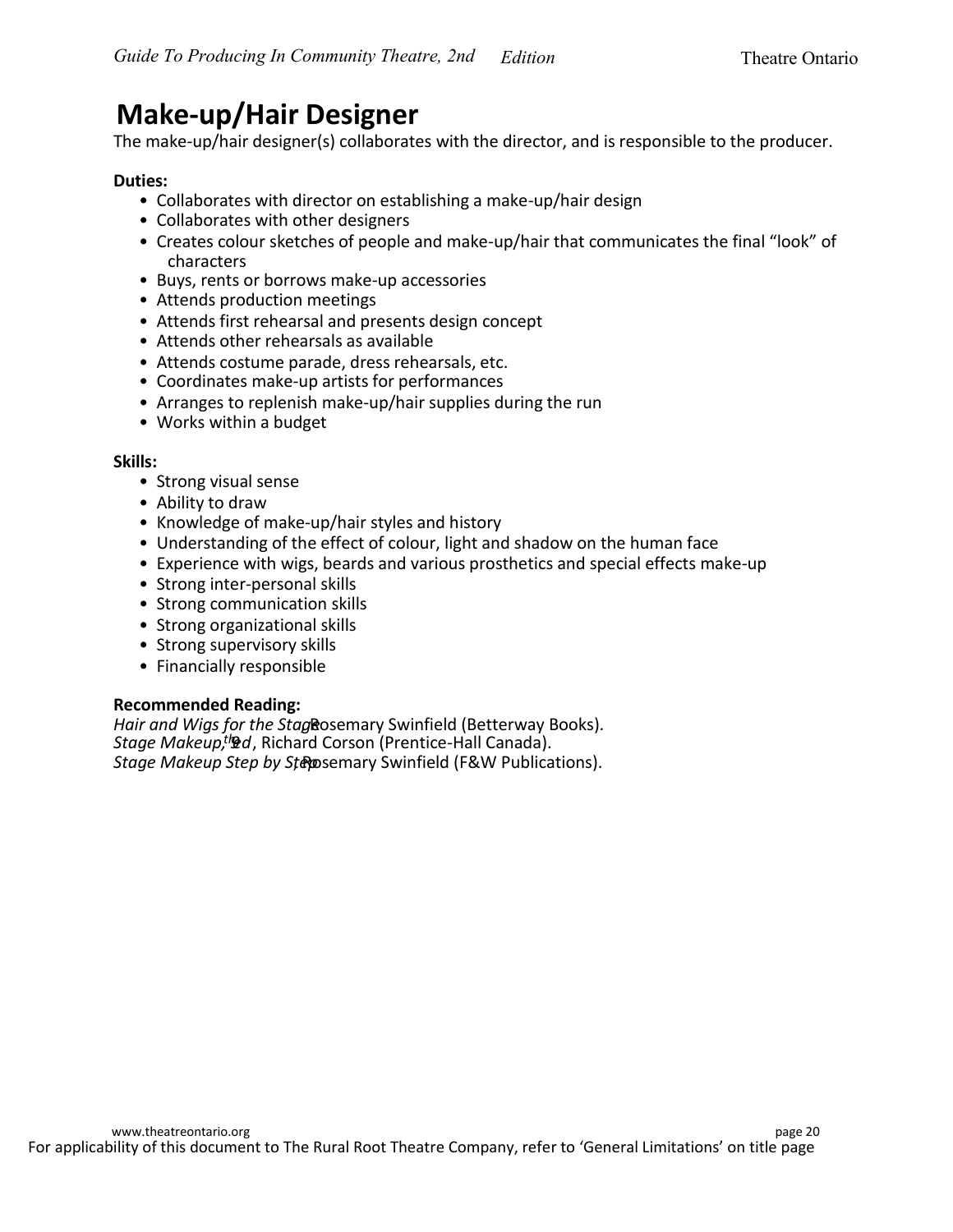# Make-up/Hair Designer

The make-up/hair designer(s) collaborates with the director, and is responsible to the producer.

**Duties:**

- Collaborates with director on establishing a make-up/hair design
- Collaborates with other designers
- Creates colour sketches of people and make-up/hair that communicates the final "look" of characters
- Buys, rents or borrows make-up accessories
- Attends production meetings
- Attends first rehearsal and presents design concept
- Attends other rehearsals as available
- Attends costume parade, dress rehearsals, etc.
- Coordinates make-up artists for performances
- Arranges to replenish make-up/hair supplies during the run
- Works within a budget

**Skills:**

- Strong visual sense
- Ability to draw
- Knowledge of make-up/hair styles and history
- Understanding of the effect of colour, light and shadow on the human face
- Experience with wigs, beards and various prosthetics and special effects make-up
- Strong inter-personal skills
- Strong communication skills
- Strong organizational skills
- Strong supervisory skills
- Financially responsible

**Recommended Reading:**

*Hair and Wigs for the Stage*, Rosemary Swinfield (Betterway Books).
*Stage Makeup, 9th ed*, Richard Corson (Prentice-Hall Canada).
*Stage Makeup Step by Step*, Rosemary Swinfield (F&W Publications).

For applicability of this document to The Rural Root Theatre Company, refer to 'General Limitations' on title page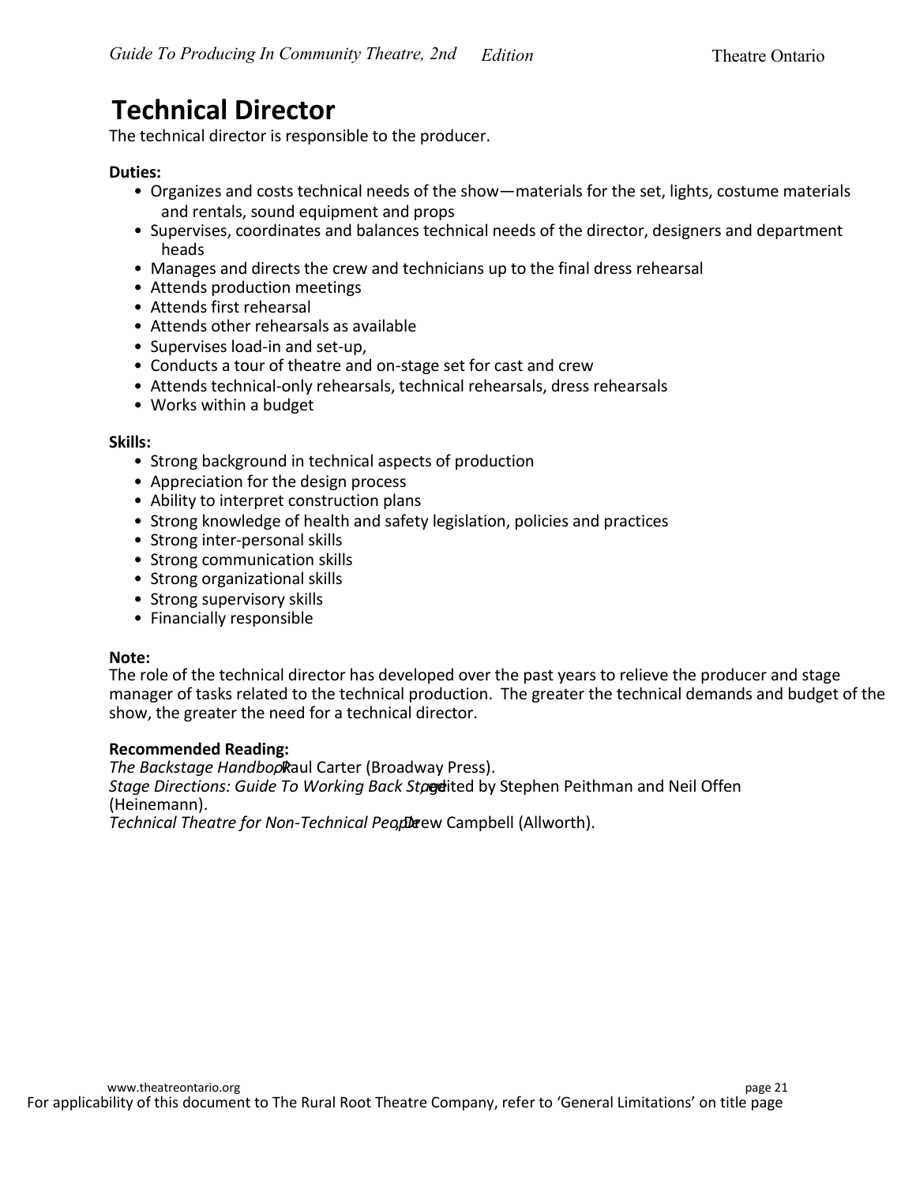# Technical Director

The technical director is responsible to the producer.

**Duties:**

- Organizes and costs technical needs of the show—materials for the set, lights, costume materials and rentals, sound equipment and props
- Supervises, coordinates and balances technical needs of the director, designers and department heads
- Manages and directs the crew and technicians up to the final dress rehearsal
- Attends production meetings
- Attends first rehearsal
- Attends other rehearsals as available
- Supervises load-in and set-up,
- Conducts a tour of theatre and on-stage set for cast and crew
- Attends technical-only rehearsals, technical rehearsals, dress rehearsals
- Works within a budget

**Skills:**

- Strong background in technical aspects of production
- Appreciation for the design process
- Ability to interpret construction plans
- Strong knowledge of health and safety legislation, policies and practices
- Strong inter-personal skills
- Strong communication skills
- Strong organizational skills
- Strong supervisory skills
- Financially responsible

**Note:**

The role of the technical director has developed over the past years to relieve the producer and stage manager of tasks related to the technical production. The greater the technical demands and budget of the show, the greater the need for a technical director.

**Recommended Reading:**

*The Backstage Handbook*, Paul Carter (Broadway Press).
*Stage Directions: Guide To Working Back Stage*, edited by Stephen Peithman and Neil Offen (Heinemann).
*Technical Theatre for Non-Technical People*, Drew Campbell (Allworth).

For applicability of this document to The Rural Root Theatre Company, refer to 'General Limitations' on title page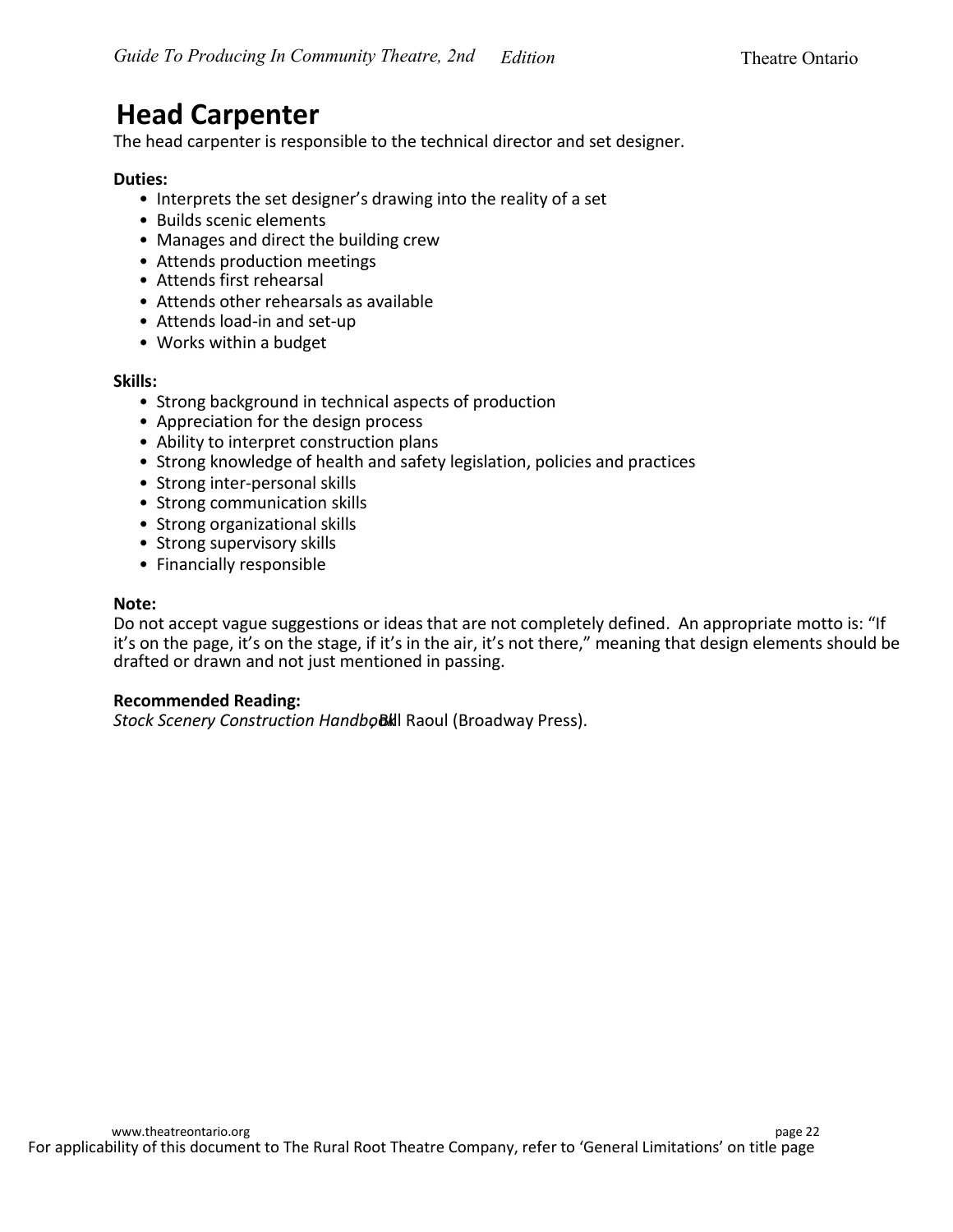# Head Carpenter

The head carpenter is responsible to the technical director and set designer.

**Duties:**

- Interprets the set designer's drawing into the reality of a set
- Builds scenic elements
- Manages and direct the building crew
- Attends production meetings
- Attends first rehearsal
- Attends other rehearsals as available
- Attends load-in and set-up
- Works within a budget

**Skills:**

- Strong background in technical aspects of production
- Appreciation for the design process
- Ability to interpret construction plans
- Strong knowledge of health and safety legislation, policies and practices
- Strong inter-personal skills
- Strong communication skills
- Strong organizational skills
- Strong supervisory skills
- Financially responsible

**Note:**

Do not accept vague suggestions or ideas that are not completely defined. An appropriate motto is: "If it's on the page, it's on the stage, if it's in the air, it's not there," meaning that design elements should be drafted or drawn and not just mentioned in passing.

**Recommended Reading:**

*Stock Scenery Construction Handbook*, Bill Raoul (Broadway Press).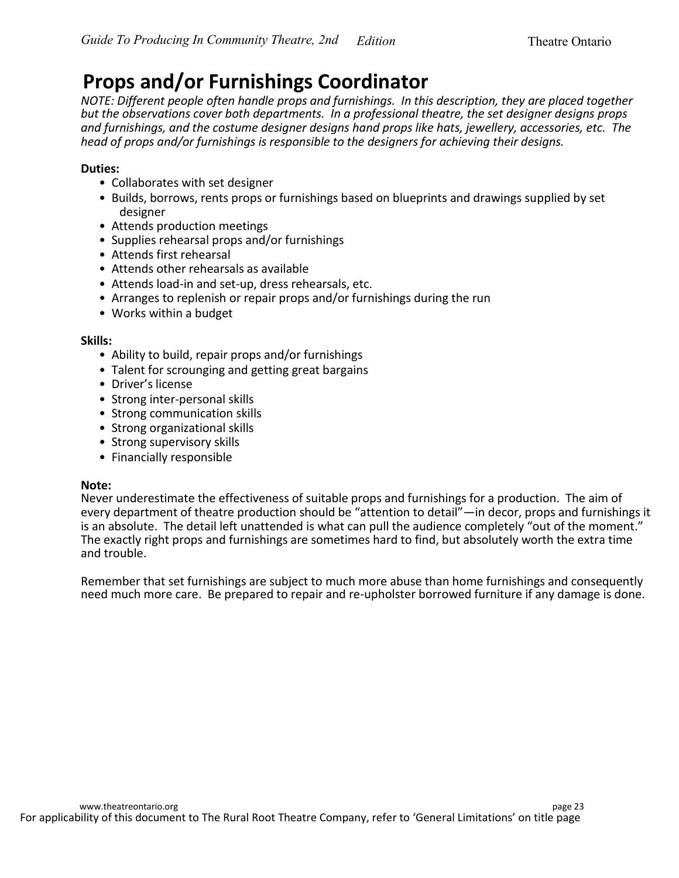# Props and/or Furnishings Coordinator

*NOTE: Different people often handle props and furnishings. In this description, they are placed together but the observations cover both departments. In a professional theatre, the set designer designs props and furnishings, and the costume designer designs hand props like hats, jewellery, accessories, etc. The head of props and/or furnishings is responsible to the designers for achieving their designs.*

**Duties:**

- Collaborates with set designer
- Builds, borrows, rents props or furnishings based on blueprints and drawings supplied by set designer
- Attends production meetings
- Supplies rehearsal props and/or furnishings
- Attends first rehearsal
- Attends other rehearsals as available
- Attends load-in and set-up, dress rehearsals, etc.
- Arranges to replenish or repair props and/or furnishings during the run
- Works within a budget

**Skills:**

- Ability to build, repair props and/or furnishings
- Talent for scrounging and getting great bargains
- Driver's license
- Strong inter-personal skills
- Strong communication skills
- Strong organizational skills
- Strong supervisory skills
- Financially responsible

**Note:**

Never underestimate the effectiveness of suitable props and furnishings for a production. The aim of every department of theatre production should be "attention to detail"—in decor, props and furnishings it is an absolute. The detail left unattended is what can pull the audience completely "out of the moment." The exactly right props and furnishings are sometimes hard to find, but absolutely worth the extra time and trouble.

Remember that set furnishings are subject to much more abuse than home furnishings and consequently need much more care. Be prepared to repair and re-upholster borrowed furniture if any damage is done.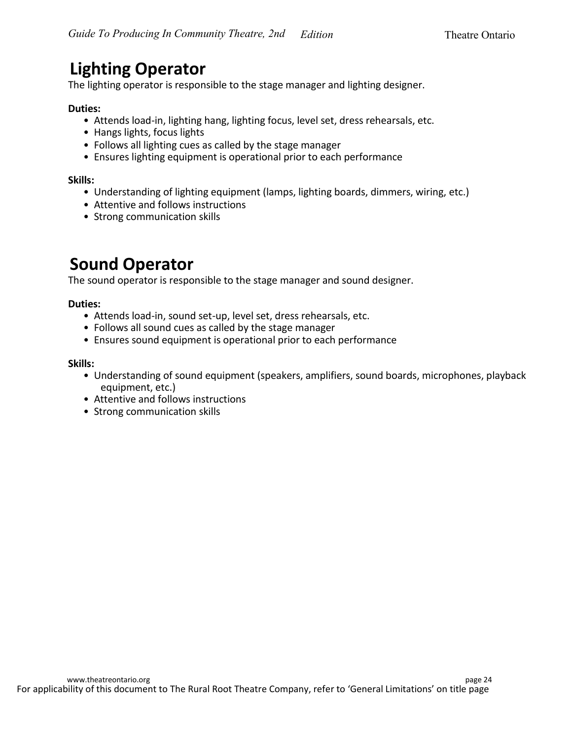## Lighting Operator

The lighting operator is responsible to the stage manager and lighting designer.

**Duties:**

- Attends load-in, lighting hang, lighting focus, level set, dress rehearsals, etc.
- Hangs lights, focus lights
- Follows all lighting cues as called by the stage manager
- Ensures lighting equipment is operational prior to each performance

**Skills:**

- Understanding of lighting equipment (lamps, lighting boards, dimmers, wiring, etc.)
- Attentive and follows instructions
- Strong communication skills

## Sound Operator

The sound operator is responsible to the stage manager and sound designer.

**Duties:**

- Attends load-in, sound set-up, level set, dress rehearsals, etc.
- Follows all sound cues as called by the stage manager
- Ensures sound equipment is operational prior to each performance

**Skills:**

- Understanding of sound equipment (speakers, amplifiers, sound boards, microphones, playback equipment, etc.)
- Attentive and follows instructions
- Strong communication skills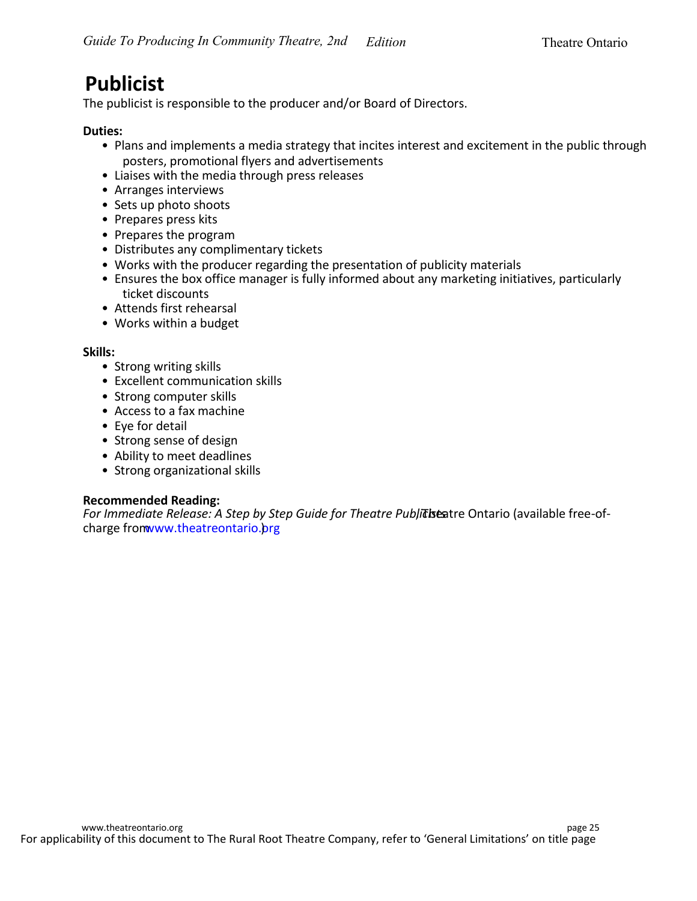# Publicist

The publicist is responsible to the producer and/or Board of Directors.

**Duties:**

- Plans and implements a media strategy that incites interest and excitement in the public through posters, promotional flyers and advertisements
- Liaises with the media through press releases
- Arranges interviews
- Sets up photo shoots
- Prepares press kits
- Prepares the program
- Distributes any complimentary tickets
- Works with the producer regarding the presentation of publicity materials
- Ensures the box office manager is fully informed about any marketing initiatives, particularly ticket discounts
- Attends first rehearsal
- Works within a budget

**Skills:**

- Strong writing skills
- Excellent communication skills
- Strong computer skills
- Access to a fax machine
- Eye for detail
- Strong sense of design
- Ability to meet deadlines
- Strong organizational skills

**Recommended Reading:**

*For Immediate Release: A Step by Step Guide for Theatre Publicists*, Theatre Ontario (available free-of-charge from www.theatreontario.org)

For applicability of this document to The Rural Root Theatre Company, refer to 'General Limitations' on title page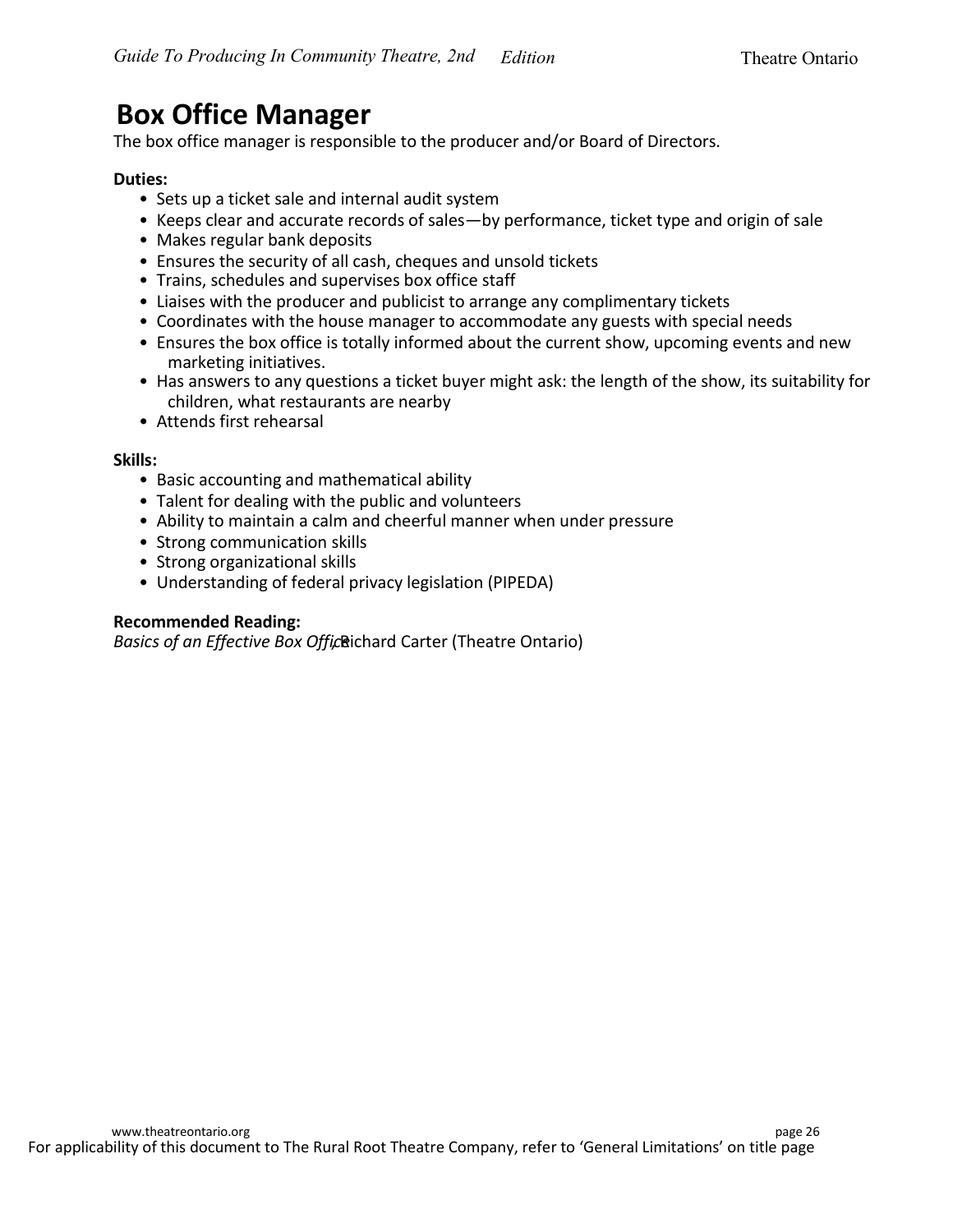# Box Office Manager

The box office manager is responsible to the producer and/or Board of Directors.

**Duties:**

- Sets up a ticket sale and internal audit system
- Keeps clear and accurate records of sales—by performance, ticket type and origin of sale
- Makes regular bank deposits
- Ensures the security of all cash, cheques and unsold tickets
- Trains, schedules and supervises box office staff
- Liaises with the producer and publicist to arrange any complimentary tickets
- Coordinates with the house manager to accommodate any guests with special needs
- Ensures the box office is totally informed about the current show, upcoming events and new marketing initiatives.
- Has answers to any questions a ticket buyer might ask: the length of the show, its suitability for children, what restaurants are nearby
- Attends first rehearsal

**Skills:**

- Basic accounting and mathematical ability
- Talent for dealing with the public and volunteers
- Ability to maintain a calm and cheerful manner when under pressure
- Strong communication skills
- Strong organizational skills
- Understanding of federal privacy legislation (PIPEDA)

**Recommended Reading:**

*Basics of an Effective Box Office*, Richard Carter (Theatre Ontario)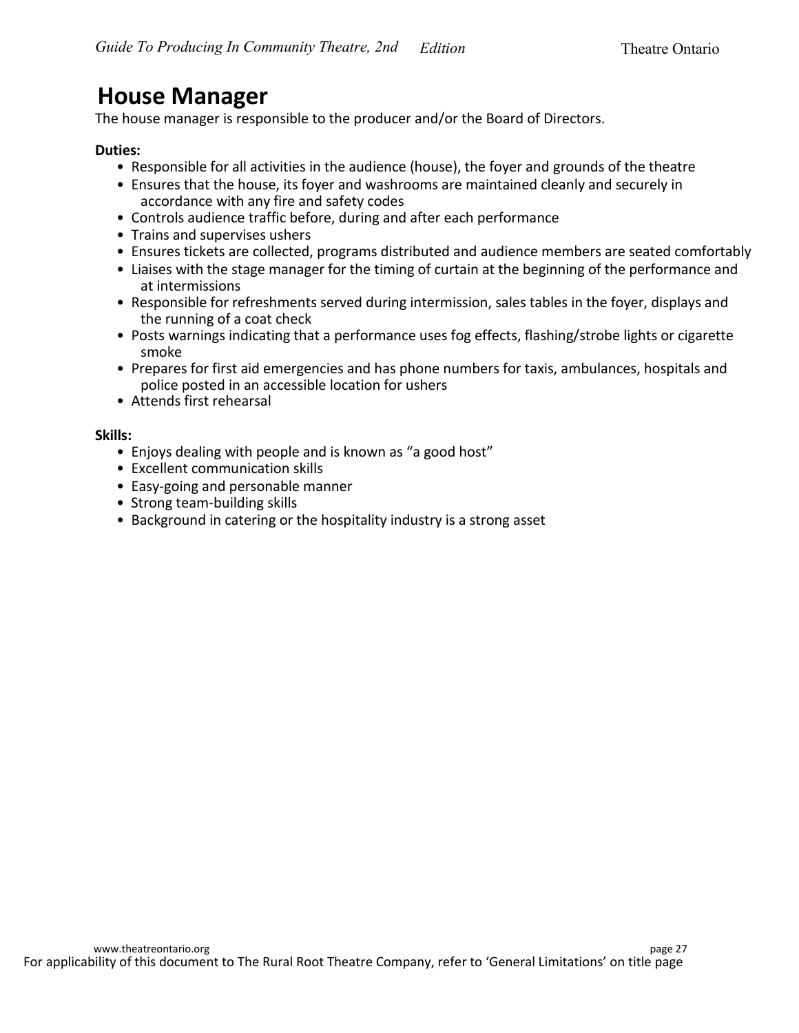# House Manager

The house manager is responsible to the producer and/or the Board of Directors.

**Duties:**

- Responsible for all activities in the audience (house), the foyer and grounds of the theatre
- Ensures that the house, its foyer and washrooms are maintained cleanly and securely in accordance with any fire and safety codes
- Controls audience traffic before, during and after each performance
- Trains and supervises ushers
- Ensures tickets are collected, programs distributed and audience members are seated comfortably
- Liaises with the stage manager for the timing of curtain at the beginning of the performance and at intermissions
- Responsible for refreshments served during intermission, sales tables in the foyer, displays and the running of a coat check
- Posts warnings indicating that a performance uses fog effects, flashing/strobe lights or cigarette smoke
- Prepares for first aid emergencies and has phone numbers for taxis, ambulances, hospitals and police posted in an accessible location for ushers
- Attends first rehearsal

**Skills:**

- Enjoys dealing with people and is known as "a good host"
- Excellent communication skills
- Easy-going and personable manner
- Strong team-building skills
- Background in catering or the hospitality industry is a strong asset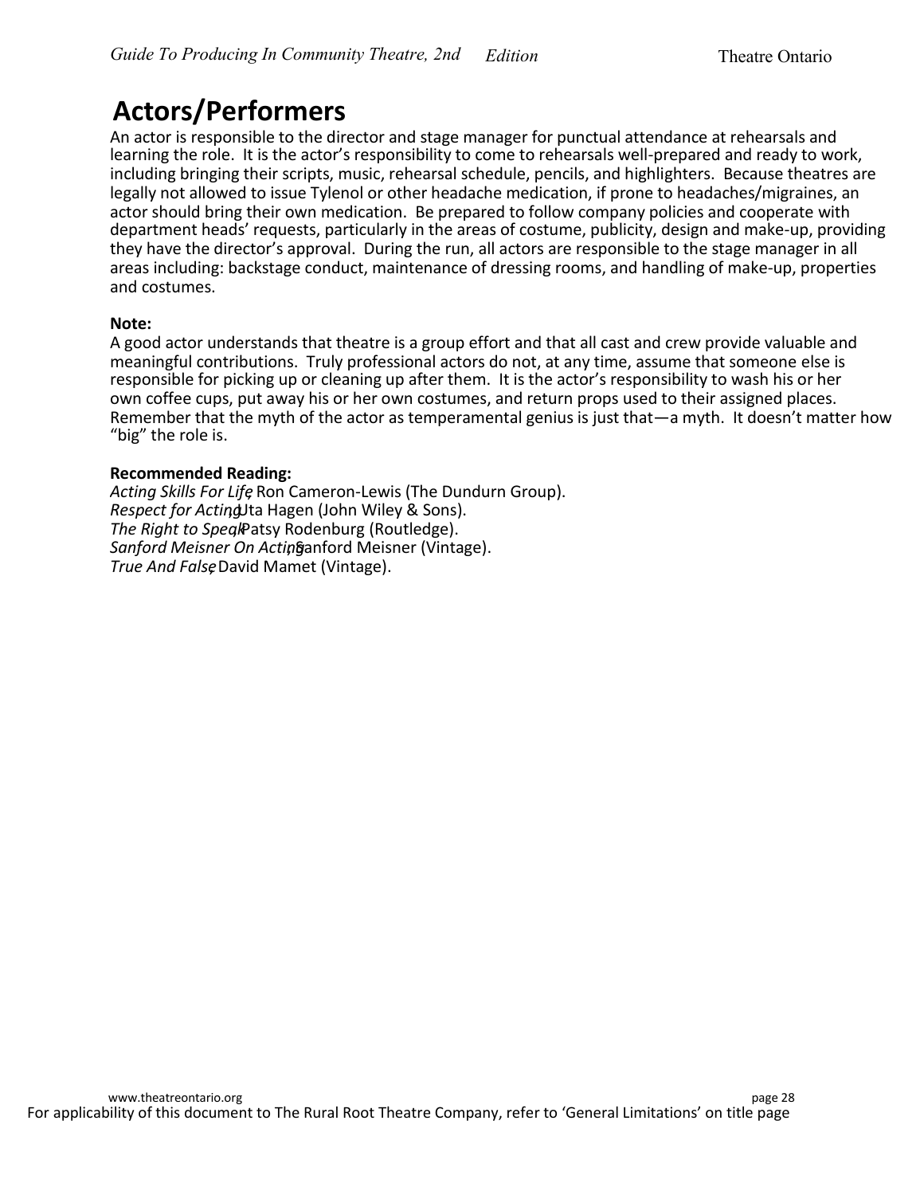# Actors/Performers

An actor is responsible to the director and stage manager for punctual attendance at rehearsals and learning the role. It is the actor's responsibility to come to rehearsals well-prepared and ready to work, including bringing their scripts, music, rehearsal schedule, pencils, and highlighters. Because theatres are legally not allowed to issue Tylenol or other headache medication, if prone to headaches/migraines, an actor should bring their own medication. Be prepared to follow company policies and cooperate with department heads' requests, particularly in the areas of costume, publicity, design and make-up, providing they have the director's approval. During the run, all actors are responsible to the stage manager in all areas including: backstage conduct, maintenance of dressing rooms, and handling of make-up, properties and costumes.

**Note:**

A good actor understands that theatre is a group effort and that all cast and crew provide valuable and meaningful contributions. Truly professional actors do not, at any time, assume that someone else is responsible for picking up or cleaning up after them. It is the actor's responsibility to wash his or her own coffee cups, put away his or her own costumes, and return props used to their assigned places. Remember that the myth of the actor as temperamental genius is just that—a myth. It doesn't matter how "big" the role is.

**Recommended Reading:**

*Acting Skills For Life*, Ron Cameron-Lewis (The Dundurn Group).
*Respect for Acting*, Uta Hagen (John Wiley & Sons).
*The Right to Speak*, Patsy Rodenburg (Routledge).
*Sanford Meisner On Acting*, Sanford Meisner (Vintage).
*True And False*, David Mamet (Vintage).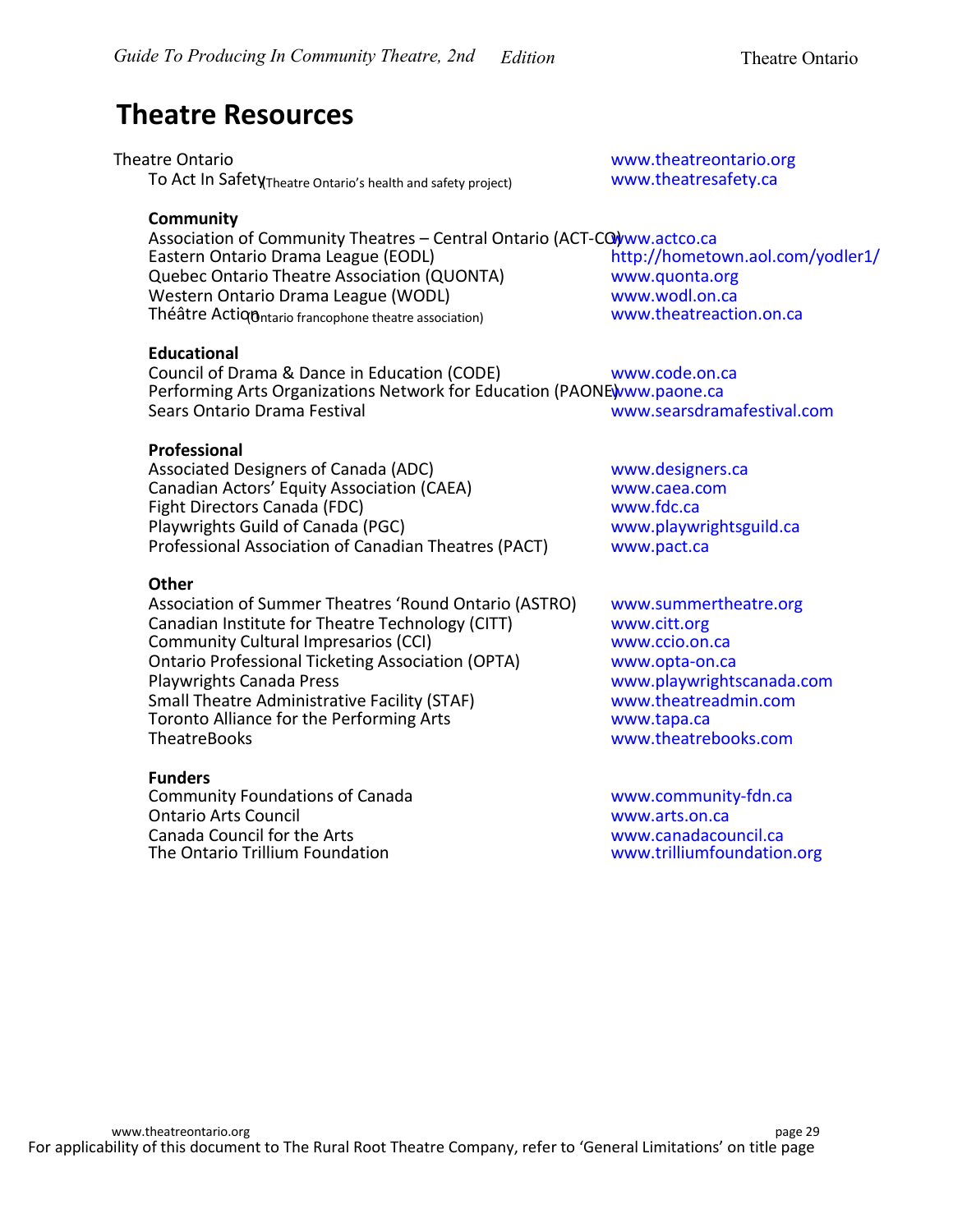# Theatre Resources

| | |
|---|---|
| Theatre Ontario | www.theatreontario.org |
| To Act In Safety (Theatre Ontario's health and safety project) | www.theatresafety.ca |

**Community**

| | |
|---|---|
| Association of Community Theatres – Central Ontario (ACT-CO) | www.actco.ca |
| Eastern Ontario Drama League (EODL) | http://hometown.aol.com/yodler1/ |
| Quebec Ontario Theatre Association (QUONTA) | www.quonta.org |
| Western Ontario Drama League (WODL) | www.wodl.on.ca |
| Théâtre Action (Ontario francophone theatre association) | www.theatreaction.on.ca |

**Educational**

| | |
|---|---|
| Council of Drama & Dance in Education (CODE) | www.code.on.ca |
| Performing Arts Organizations Network for Education (PAONE) | www.paone.ca |
| Sears Ontario Drama Festival | www.searsdramafestival.com |

**Professional**

| | |
|---|---|
| Associated Designers of Canada (ADC) | www.designers.ca |
| Canadian Actors' Equity Association (CAEA) | www.caea.com |
| Fight Directors Canada (FDC) | www.fdc.ca |
| Playwrights Guild of Canada (PGC) | www.playwrightsguild.ca |
| Professional Association of Canadian Theatres (PACT) | www.pact.ca |

**Other**

| | |
|---|---|
| Association of Summer Theatres 'Round Ontario (ASTRO) | www.summertheatre.org |
| Canadian Institute for Theatre Technology (CITT) | www.citt.org |
| Community Cultural Impresarios (CCI) | www.ccio.on.ca |
| Ontario Professional Ticketing Association (OPTA) | www.opta-on.ca |
| Playwrights Canada Press | www.playwrightscanada.com |
| Small Theatre Administrative Facility (STAF) | www.theatreadmin.com |
| Toronto Alliance for the Performing Arts | www.tapa.ca |
| TheatreBooks | www.theatrebooks.com |

**Funders**

| | |
|---|---|
| Community Foundations of Canada | www.community-fdn.ca |
| Ontario Arts Council | www.arts.on.ca |
| Canada Council for the Arts | www.canadacouncil.ca |
| The Ontario Trillium Foundation | www.trilliumfoundation.org |

For applicability of this document to The Rural Root Theatre Company, refer to 'General Limitations' on title page